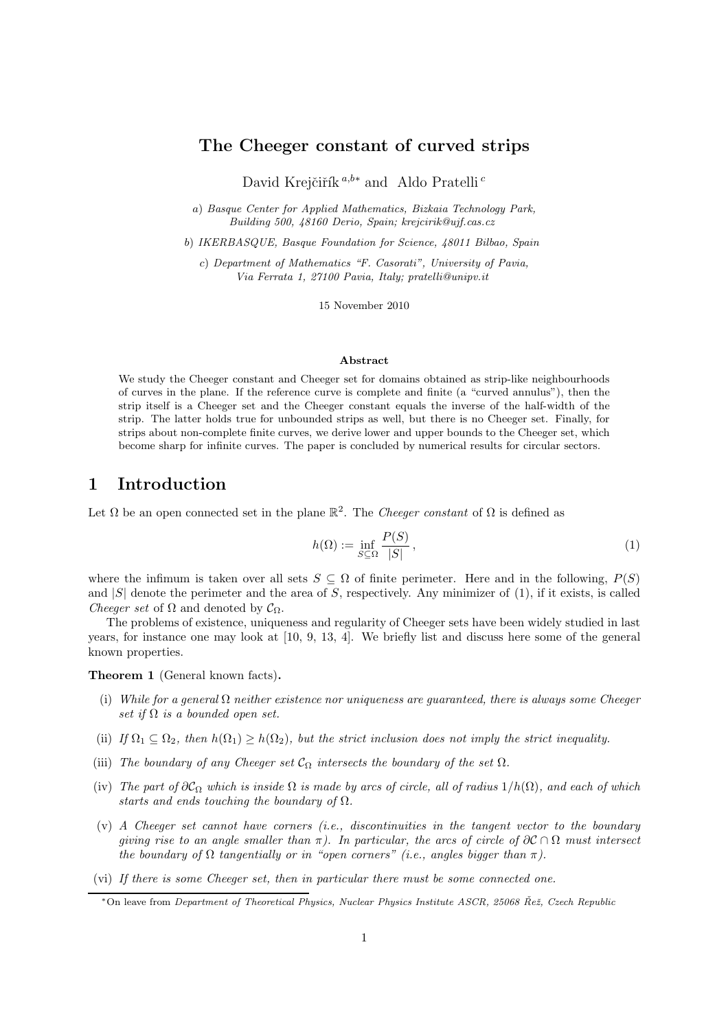# The Cheeger constant of curved strips

David Krejčiřík [a,b*] and Aldo Pratelli [c]

a) *Basque Center for Applied Mathematics, Bizkaia Technology Park, Building 500, 48160 Derio, Spain; krejcirik@ujf.cas.cz*

b) *IKERBASQUE, Basque Foundation for Science, 48011 Bilbao, Spain*

c) *Department of Mathematics "F. Casorati", University of Pavia, Via Ferrata 1, 27100 Pavia, Italy; pratelli@unipv.it*

15 November 2010

**Abstract**

We study the Cheeger constant and Cheeger set for domains obtained as strip-like neighbourhoods of curves in the plane. If the reference curve is complete and finite (a "curved annulus"), then the strip itself is a Cheeger set and the Cheeger constant equals the inverse of the half-width of the strip. The latter holds true for unbounded strips as well, but there is no Cheeger set. Finally, for strips about non-complete finite curves, we derive lower and upper bounds to the Cheeger set, which become sharp for infinite curves. The paper is concluded by numerical results for circular sectors.

## 1 Introduction

Let $\Omega$ be an open connected set in the plane $\mathbb{R}^2$. The *Cheeger constant* of $\Omega$ is defined as

$$h(\Omega) := \inf_{S \subseteq \Omega} \frac{P(S)}{|S|}, \tag{1}$$

where the infimum is taken over all sets $S \subseteq \Omega$ of finite perimeter. Here and in the following, $P(S)$ and $|S|$ denote the perimeter and the area of $S$, respectively. Any minimizer of (1), if it exists, is called *Cheeger set* of $\Omega$ and denoted by $\mathcal{C}_\Omega$.

The problems of existence, uniqueness and regularity of Cheeger sets have been widely studied in last years, for instance one may look at [10, 9, 13, 4]. We briefly list and discuss here some of the general known properties.

**Theorem 1** (General known facts)**.**

(i) *While for a general $\Omega$ neither existence nor uniqueness are guaranteed, there is always some Cheeger set if $\Omega$ is a bounded open set.*

(ii) *If $\Omega_1 \subseteq \Omega_2$, then $h(\Omega_1) \geq h(\Omega_2)$, but the strict inclusion does not imply the strict inequality.*

(iii) *The boundary of any Cheeger set $\mathcal{C}_\Omega$ intersects the boundary of the set $\Omega$.*

(iv) *The part of $\partial\mathcal{C}_\Omega$ which is inside $\Omega$ is made by arcs of circle, all of radius $1/h(\Omega)$, and each of which starts and ends touching the boundary of $\Omega$.*

(v) *A Cheeger set cannot have corners (i.e., discontinuities in the tangent vector to the boundary giving rise to an angle smaller than $\pi$). In particular, the arcs of circle of $\partial\mathcal{C} \cap \Omega$ must intersect the boundary of $\Omega$ tangentially or in "open corners" (i.e., angles bigger than $\pi$).*

(vi) *If there is some Cheeger set, then in particular there must be some connected one.*

*On leave from *Department of Theoretical Physics, Nuclear Physics Institute ASCR, 25068 Řež, Czech Republic*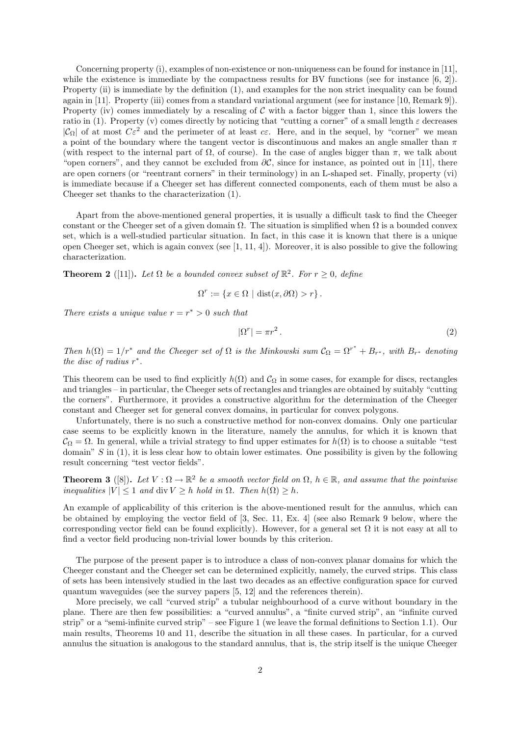Concerning property (i), examples of non-existence or non-uniqueness can be found for instance in [11], while the existence is immediate by the compactness results for BV functions (see for instance [6, 2]). Property (ii) is immediate by the definition (1), and examples for the non strict inequality can be found again in [11]. Property (iii) comes from a standard variational argument (see for instance [10, Remark 9]). Property (iv) comes immediately by a rescaling of $\mathcal{C}$ with a factor bigger than 1, since this lowers the ratio in (1). Property (v) comes directly by noticing that "cutting a corner" of a small length $\varepsilon$ decreases $|\mathcal{C}_\Omega|$ of at most $C\varepsilon^2$ and the perimeter of at least $c\varepsilon$. Here, and in the sequel, by "corner" we mean a point of the boundary where the tangent vector is discontinuous and makes an angle smaller than $\pi$ (with respect to the internal part of $\Omega$, of course). In the case of angles bigger than $\pi$, we talk about "open corners", and they cannot be excluded from $\partial\mathcal{C}$, since for instance, as pointed out in [11], there are open corners (or "reentrant corners" in their terminology) in an L-shaped set. Finally, property (vi) is immediate because if a Cheeger set has different connected components, each of them must be also a Cheeger set thanks to the characterization (1).

Apart from the above-mentioned general properties, it is usually a difficult task to find the Cheeger constant or the Cheeger set of a given domain $\Omega$. The situation is simplified when $\Omega$ is a bounded convex set, which is a well-studied particular situation. In fact, in this case it is known that there is a unique open Cheeger set, which is again convex (see [1, 11, 4]). Moreover, it is also possible to give the following characterization.

**Theorem 2** ([11]). *Let $\Omega$ be a bounded convex subset of $\mathbb{R}^2$. For $r \geq 0$, define*

$$\Omega^r := \{x \in \Omega \mid \operatorname{dist}(x, \partial\Omega) > r\}.$$

*There exists a unique value $r = r^* > 0$ such that*

$$|\Omega^r| = \pi r^2. \tag{2}$$

*Then $h(\Omega) = 1/r^*$ and the Cheeger set of $\Omega$ is the Minkowski sum $\mathcal{C}_\Omega = \Omega^{r^*} + B_{r^*}$, with $B_{r^*}$ denoting the disc of radius $r^*$.*

This theorem can be used to find explicitly $h(\Omega)$ and $\mathcal{C}_\Omega$ in some cases, for example for discs, rectangles and triangles – in particular, the Cheeger sets of rectangles and triangles are obtained by suitably "cutting the corners". Furthermore, it provides a constructive algorithm for the determination of the Cheeger constant and Cheeger set for general convex domains, in particular for convex polygons.

Unfortunately, there is no such a constructive method for non-convex domains. Only one particular case seems to be explicitly known in the literature, namely the annulus, for which it is known that $\mathcal{C}_\Omega = \Omega$. In general, while a trivial strategy to find upper estimates for $h(\Omega)$ is to choose a suitable "test domain" $S$ in (1), it is less clear how to obtain lower estimates. One possibility is given by the following result concerning "test vector fields".

**Theorem 3** ([8]). *Let $V : \Omega \to \mathbb{R}^2$ be a smooth vector field on $\Omega$, $h \in \mathbb{R}$, and assume that the pointwise inequalities $|V| \leq 1$ and $\operatorname{div} V \geq h$ hold in $\Omega$. Then $h(\Omega) \geq h$.*

An example of applicability of this criterion is the above-mentioned result for the annulus, which can be obtained by employing the vector field of [3, Sec. 11, Ex. 4] (see also Remark 9 below, where the corresponding vector field can be found explicitly). However, for a general set $\Omega$ it is not easy at all to find a vector field producing non-trivial lower bounds by this criterion.

The purpose of the present paper is to introduce a class of non-convex planar domains for which the Cheeger constant and the Cheeger set can be determined explicitly, namely, the curved strips. This class of sets has been intensively studied in the last two decades as an effective configuration space for curved quantum waveguides (see the survey papers [5, 12] and the references therein).

More precisely, we call "curved strip" a tubular neighbourhood of a curve without boundary in the plane. There are then few possibilities: a "curved annulus", a "finite curved strip", an "infinite curved strip" or a "semi-infinite curved strip" – see Figure 1 (we leave the formal definitions to Section 1.1). Our main results, Theorems 10 and 11, describe the situation in all these cases. In particular, for a curved annulus the situation is analogous to the standard annulus, that is, the strip itself is the unique Cheeger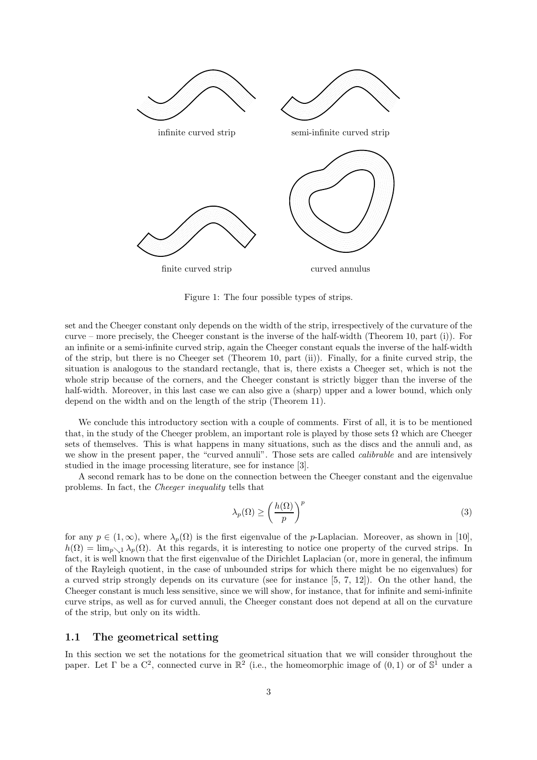infinite curved strip

semi-infinite curved strip

finite curved strip

curved annulus

Figure 1: The four possible types of strips.

set and the Cheeger constant only depends on the width of the strip, irrespectively of the curvature of the curve – more precisely, the Cheeger constant is the inverse of the half-width (Theorem 10, part (i)). For an infinite or a semi-infinite curved strip, again the Cheeger constant equals the inverse of the half-width of the strip, but there is no Cheeger set (Theorem 10, part (ii)). Finally, for a finite curved strip, the situation is analogous to the standard rectangle, that is, there exists a Cheeger set, which is not the whole strip because of the corners, and the Cheeger constant is strictly bigger than the inverse of the half-width. Moreover, in this last case we can also give a (sharp) upper and a lower bound, which only depend on the width and on the length of the strip (Theorem 11).

We conclude this introductory section with a couple of comments. First of all, it is to be mentioned that, in the study of the Cheeger problem, an important role is played by those sets $\Omega$ which are Cheeger sets of themselves. This is what happens in many situations, such as the discs and the annuli and, as we show in the present paper, the "curved annuli". Those sets are called *calibrable* and are intensively studied in the image processing literature, see for instance [3].

A second remark has to be done on the connection between the Cheeger constant and the eigenvalue problems. In fact, the *Cheeger inequality* tells that

$$\lambda_p(\Omega) \geq \left( \frac{h(\Omega)}{p} \right)^p \tag{3}$$

for any $p \in (1, \infty)$, where $\lambda_p(\Omega)$ is the first eigenvalue of the $p$-Laplacian. Moreover, as shown in [10], $h(\Omega) = \lim_{p \searrow 1} \lambda_p(\Omega)$. At this regards, it is interesting to notice one property of the curved strips. In fact, it is well known that the first eigenvalue of the Dirichlet Laplacian (or, more in general, the infimum of the Rayleigh quotient, in the case of unbounded strips for which there might be no eigenvalues) for a curved strip strongly depends on its curvature (see for instance [5, 7, 12]). On the other hand, the Cheeger constant is much less sensitive, since we will show, for instance, that for infinite and semi-infinite curve strips, as well as for curved annuli, the Cheeger constant does not depend at all on the curvature of the strip, but only on its width.

## 1.1 The geometrical setting

In this section we set the notations for the geometrical situation that we will consider throughout the paper. Let $\Gamma$ be a $C^2$, connected curve in $\mathbb{R}^2$ (i.e., the homeomorphic image of $(0, 1)$ or of $\mathbb{S}^1$ under a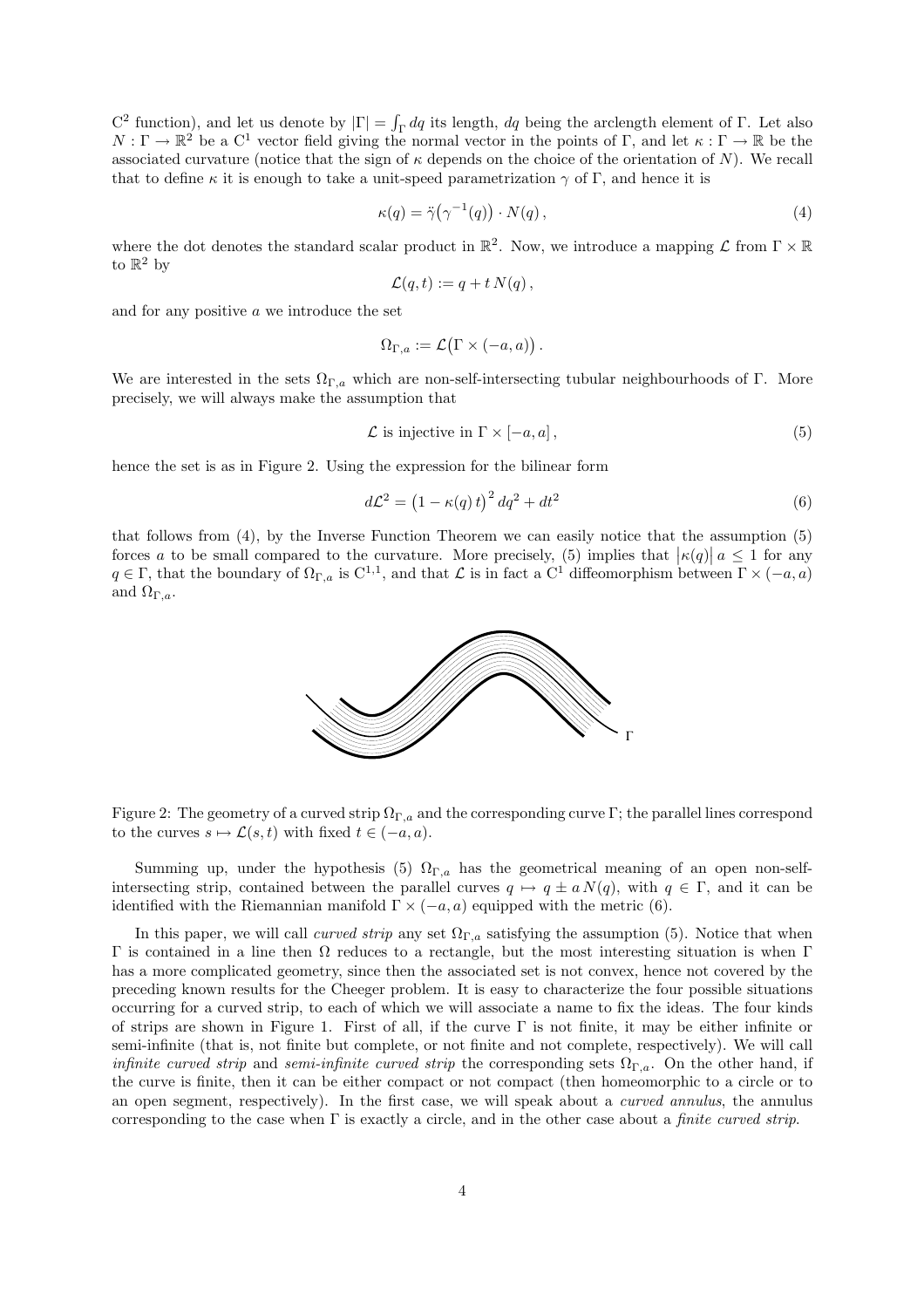$C^2$ function), and let us denote by $|\Gamma| = \int_\Gamma dq$ its length, $dq$ being the arclength element of $\Gamma$. Let also $N : \Gamma \to \mathbb{R}^2$ be a $C^1$ vector field giving the normal vector in the points of $\Gamma$, and let $\kappa : \Gamma \to \mathbb{R}$ be the associated curvature (notice that the sign of $\kappa$ depends on the choice of the orientation of $N$). We recall that to define $\kappa$ it is enough to take a unit-speed parametrization $\gamma$ of $\Gamma$, and hence it is

$$\kappa(q) = \ddot{\gamma}\big(\gamma^{-1}(q)\big) \cdot N(q)\,, \tag{4}$$

where the dot denotes the standard scalar product in $\mathbb{R}^2$. Now, we introduce a mapping $\mathcal{L}$ from $\Gamma \times \mathbb{R}$ to $\mathbb{R}^2$ by

$$\mathcal{L}(q,t) := q + t\,N(q)\,,$$

and for any positive $a$ we introduce the set

$$\Omega_{\Gamma,a} := \mathcal{L}\big(\Gamma \times (-a,a)\big)\,.$$

We are interested in the sets $\Omega_{\Gamma,a}$ which are non-self-intersecting tubular neighbourhoods of $\Gamma$. More precisely, we will always make the assumption that

$$\mathcal{L} \text{ is injective in } \Gamma \times [-a,a]\,, \tag{5}$$

hence the set is as in Figure 2. Using the expression for the bilinear form

$$d\mathcal{L}^2 = \big(1 - \kappa(q)\,t\big)^2\,dq^2 + dt^2 \tag{6}$$

that follows from (4), by the Inverse Function Theorem we can easily notice that the assumption (5) forces $a$ to be small compared to the curvature. More precisely, (5) implies that $\big|\kappa(q)\big|\,a \leq 1$ for any $q \in \Gamma$, that the boundary of $\Omega_{\Gamma,a}$ is $C^{1,1}$, and that $\mathcal{L}$ is in fact a $C^1$ diffeomorphism between $\Gamma \times (-a,a)$ and $\Omega_{\Gamma,a}$.

Figure 2: The geometry of a curved strip $\Omega_{\Gamma,a}$ and the corresponding curve $\Gamma$; the parallel lines correspond to the curves $s \mapsto \mathcal{L}(s,t)$ with fixed $t \in (-a,a)$.

Summing up, under the hypothesis (5) $\Omega_{\Gamma,a}$ has the geometrical meaning of an open non-self-intersecting strip, contained between the parallel curves $q \mapsto q \pm a\,N(q)$, with $q \in \Gamma$, and it can be identified with the Riemannian manifold $\Gamma \times (-a,a)$ equipped with the metric (6).

In this paper, we will call *curved strip* any set $\Omega_{\Gamma,a}$ satisfying the assumption (5). Notice that when $\Gamma$ is contained in a line then $\Omega$ reduces to a rectangle, but the most interesting situation is when $\Gamma$ has a more complicated geometry, since then the associated set is not convex, hence not covered by the preceding known results for the Cheeger problem. It is easy to characterize the four possible situations occurring for a curved strip, to each of which we will associate a name to fix the ideas. The four kinds of strips are shown in Figure 1. First of all, if the curve $\Gamma$ is not finite, it may be either infinite or semi-infinite (that is, not finite but complete, or not finite and not complete, respectively). We will call *infinite curved strip* and *semi-infinite curved strip* the corresponding sets $\Omega_{\Gamma,a}$. On the other hand, if the curve is finite, then it can be either compact or not compact (then homeomorphic to a circle or to an open segment, respectively). In the first case, we will speak about a *curved annulus*, the annulus corresponding to the case when $\Gamma$ is exactly a circle, and in the other case about a *finite curved strip*.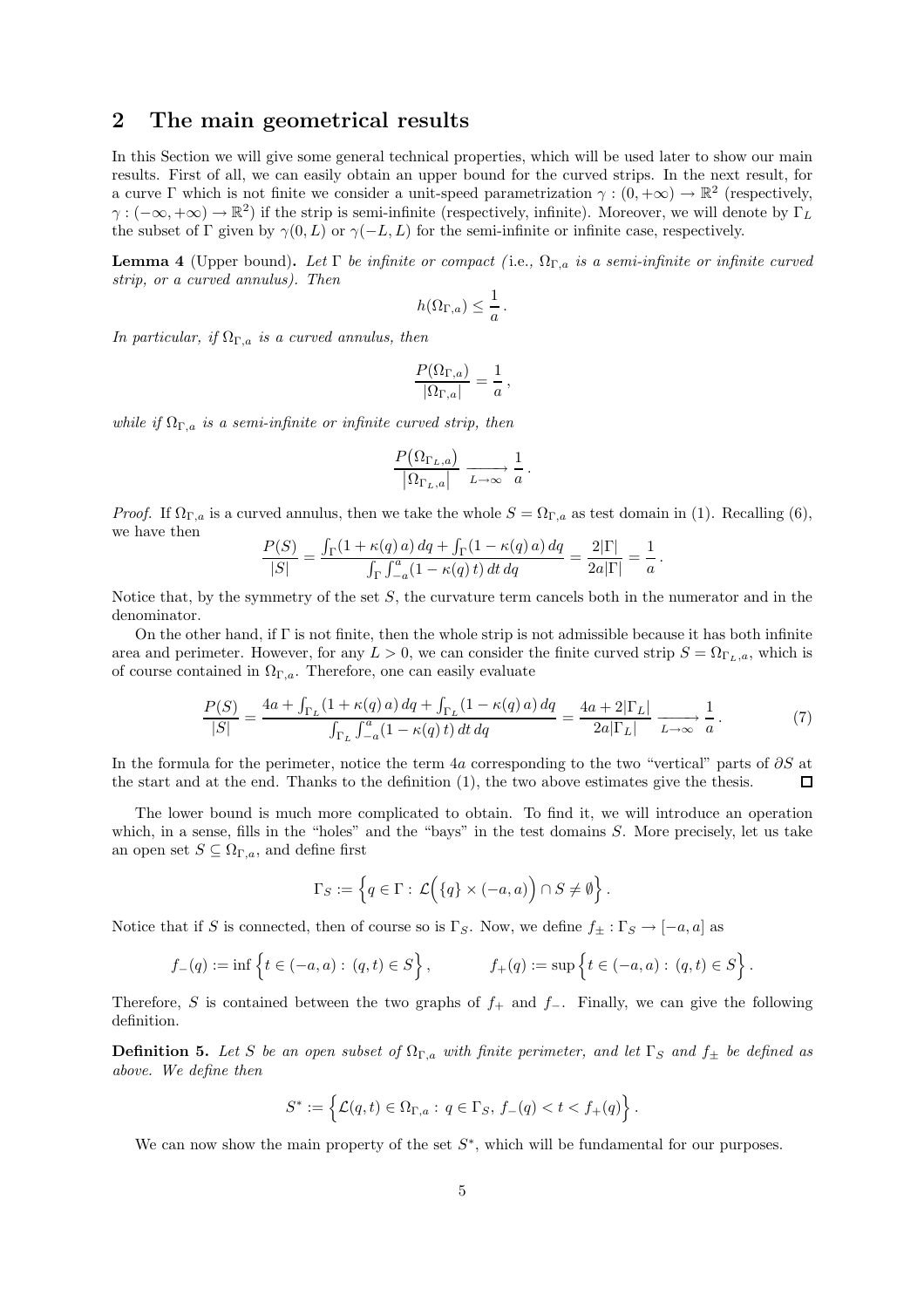## 2 The main geometrical results

In this Section we will give some general technical properties, which will be used later to show our main results. First of all, we can easily obtain an upper bound for the curved strips. In the next result, for a curve $\Gamma$ which is not finite we consider a unit-speed parametrization $\gamma : (0, +\infty) \to \mathbb{R}^2$ (respectively, $\gamma : (-\infty, +\infty) \to \mathbb{R}^2$) if the strip is semi-infinite (respectively, infinite). Moreover, we will denote by $\Gamma_L$ the subset of $\Gamma$ given by $\gamma(0, L)$ or $\gamma(-L, L)$ for the semi-infinite or infinite case, respectively.

**Lemma 4** (Upper bound)**.** *Let $\Gamma$ be infinite or compact (*i.e., *$\Omega_{\Gamma,a}$ is a semi-infinite or infinite curved strip, or a curved annulus). Then*

$$h(\Omega_{\Gamma,a}) \leq \frac{1}{a} .$$

*In particular, if $\Omega_{\Gamma,a}$ is a curved annulus, then*

$$\frac{P(\Omega_{\Gamma,a})}{|\Omega_{\Gamma,a}|} = \frac{1}{a} ,$$

*while if $\Omega_{\Gamma,a}$ is a semi-infinite or infinite curved strip, then*

$$\frac{P\big(\Omega_{\Gamma_L,a}\big)}{\big|\Omega_{\Gamma_L,a}\big|} \xrightarrow[L\to\infty]{} \frac{1}{a} .$$

*Proof.* If $\Omega_{\Gamma,a}$ is a curved annulus, then we take the whole $S = \Omega_{\Gamma,a}$ as test domain in (1). Recalling (6), we have then

$$\frac{P(S)}{|S|} = \frac{\int_\Gamma (1 + \kappa(q)\, a)\, dq + \int_\Gamma (1 - \kappa(q)\, a)\, dq}{\int_\Gamma \int_{-a}^{a} (1 - \kappa(q)\, t)\, dt\, dq} = \frac{2|\Gamma|}{2a|\Gamma|} = \frac{1}{a} .$$

Notice that, by the symmetry of the set $S$, the curvature term cancels both in the numerator and in the denominator.

On the other hand, if $\Gamma$ is not finite, then the whole strip is not admissible because it has both infinite area and perimeter. However, for any $L > 0$, we can consider the finite curved strip $S = \Omega_{\Gamma_L,a}$, which is of course contained in $\Omega_{\Gamma,a}$. Therefore, one can easily evaluate

$$\frac{P(S)}{|S|} = \frac{4a + \int_{\Gamma_L} (1 + \kappa(q)\, a)\, dq + \int_{\Gamma_L} (1 - \kappa(q)\, a)\, dq}{\int_{\Gamma_L} \int_{-a}^{a} (1 - \kappa(q)\, t)\, dt\, dq} = \frac{4a + 2|\Gamma_L|}{2a|\Gamma_L|} \xrightarrow[L\to\infty]{} \frac{1}{a} . \tag{7}$$

In the formula for the perimeter, notice the term $4a$ corresponding to the two "vertical" parts of $\partial S$ at the start and at the end. Thanks to the definition (1), the two above estimates give the thesis. $\square$

The lower bound is much more complicated to obtain. To find it, we will introduce an operation which, in a sense, fills in the "holes" and the "bays" in the test domains $S$. More precisely, let us take an open set $S \subseteq \Omega_{\Gamma,a}$, and define first

$$\Gamma_S := \Big\{ q \in \Gamma : \mathcal{L}\Big(\{q\} \times (-a, a)\Big) \cap S \neq \emptyset \Big\} .$$

Notice that if $S$ is connected, then of course so is $\Gamma_S$. Now, we define $f_\pm : \Gamma_S \to [-a, a]$ as

$$f_-(q) := \inf \Big\{ t \in (-a, a) : (q, t) \in S \Big\} , \qquad f_+(q) := \sup \Big\{ t \in (-a, a) : (q, t) \in S \Big\} .$$

Therefore, $S$ is contained between the two graphs of $f_+$ and $f_-$. Finally, we can give the following definition.

**Definition 5.** *Let $S$ be an open subset of $\Omega_{\Gamma,a}$ with finite perimeter, and let $\Gamma_S$ and $f_\pm$ be defined as above. We define then*

$$S^* := \Big\{ \mathcal{L}(q, t) \in \Omega_{\Gamma,a} : q \in \Gamma_S,\ f_-(q) < t < f_+(q) \Big\} .$$

We can now show the main property of the set $S^*$, which will be fundamental for our purposes.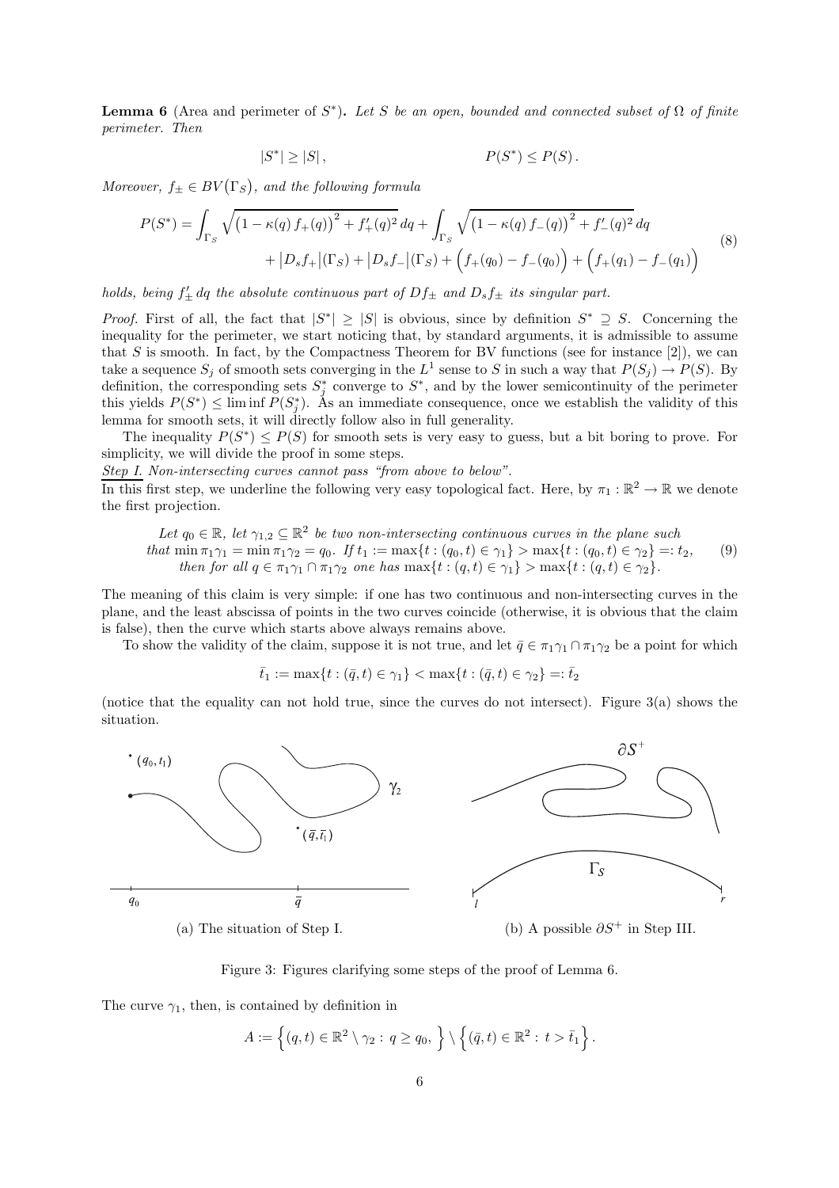**Lemma 6** (Area and perimeter of $S^*$)**.** *Let $S$ be an open, bounded and connected subset of $\Omega$ of finite perimeter. Then*

$$|S^*| \geq |S|\,, \qquad\qquad P(S^*) \leq P(S)\,.$$

*Moreover, $f_\pm \in BV(\Gamma_S)$, and the following formula*

$$\begin{aligned} P(S^*) = &\int_{\Gamma_S} \sqrt{\big(1-\kappa(q)\,f_+(q)\big)^2 + f_+'(q)^2}\,dq + \int_{\Gamma_S} \sqrt{\big(1-\kappa(q)\,f_-(q)\big)^2 + f_-'(q)^2}\,dq \\ &+ \big|D_s f_+\big|(\Gamma_S) + \big|D_s f_-\big|(\Gamma_S) + \Big(f_+(q_0) - f_-(q_0)\Big) + \Big(f_+(q_1) - f_-(q_1)\Big) \end{aligned} \tag{8}$$

*holds, being $f_\pm'\,dq$ the absolute continuous part of $Df_\pm$ and $D_s f_\pm$ its singular part.*

*Proof.* First of all, the fact that $|S^*| \geq |S|$ is obvious, since by definition $S^* \supseteq S$. Concerning the inequality for the perimeter, we start noticing that, by standard arguments, it is admissible to assume that $S$ is smooth. In fact, by the Compactness Theorem for BV functions (see for instance [2]), we can take a sequence $S_j$ of smooth sets converging in the $L^1$ sense to $S$ in such a way that $P(S_j) \to P(S)$. By definition, the corresponding sets $S_j^*$ converge to $S^*$, and by the lower semicontinuity of the perimeter this yields $P(S^*) \leq \liminf P(S_j^*)$. As an immediate consequence, once we establish the validity of this lemma for smooth sets, it will directly follow also in full generality.

The inequality $P(S^*) \leq P(S)$ for smooth sets is very easy to guess, but a bit boring to prove. For simplicity, we will divide the proof in some steps.

<u>Step I.</u> *Non-intersecting curves cannot pass "from above to below".*

In this first step, we underline the following very easy topological fact. Here, by $\pi_1 : \mathbb{R}^2 \to \mathbb{R}$ we denote the first projection.

$$\begin{gathered} \text{Let } q_0 \in \mathbb{R}, \text{ let } \gamma_{1,2} \subseteq \mathbb{R}^2 \text{ be two non-intersecting continuous curves in the plane such} \\ \text{that } \min \pi_1\gamma_1 = \min \pi_1\gamma_2 = q_0. \text{ If } t_1 := \max\{t : (q_0,t) \in \gamma_1\} > \max\{t : (q_0,t) \in \gamma_2\} =: t_2, \\ \text{then for all } q \in \pi_1\gamma_1 \cap \pi_1\gamma_2 \text{ one has } \max\{t : (q,t) \in \gamma_1\} > \max\{t : (q,t) \in \gamma_2\}. \end{gathered} \tag{9}$$

The meaning of this claim is very simple: if one has two continuous and non-intersecting curves in the plane, and the least abscissa of points in the two curves coincide (otherwise, it is obvious that the claim is false), then the curve which starts above always remains above.

To show the validity of the claim, suppose it is not true, and let $\bar q \in \pi_1\gamma_1 \cap \pi_1\gamma_2$ be a point for which

$$\bar t_1 := \max\{t : (\bar q, t) \in \gamma_1\} < \max\{t : (\bar q, t) \in \gamma_2\} =: \bar t_2$$

(notice that the equality can not hold true, since the curves do not intersect). Figure 3(a) shows the situation.

(a) The situation of Step I. (b) A possible $\partial S^+$ in Step III.

Figure 3: Figures clarifying some steps of the proof of Lemma 6.

The curve $\gamma_1$, then, is contained by definition in

$$A := \Big\{(q,t) \in \mathbb{R}^2 \setminus \gamma_2 :\, q \geq q_0,\ \Big\} \setminus \Big\{(\bar q, t) \in \mathbb{R}^2 :\, t > \bar t_1\Big\}\,.$$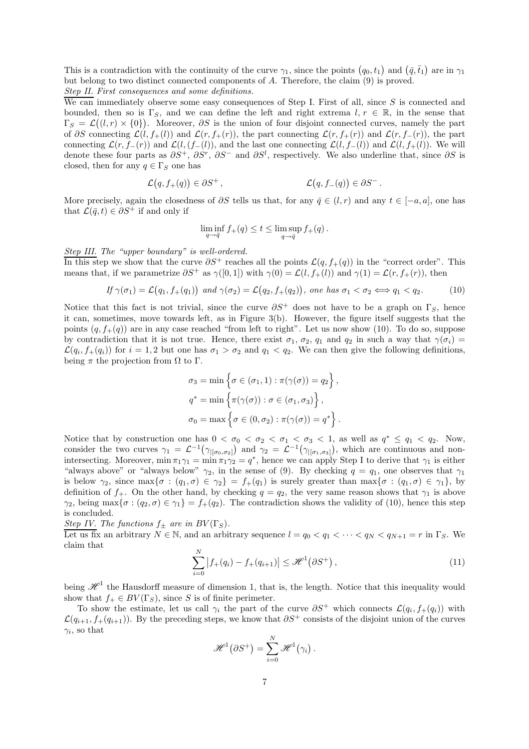This is a contradiction with the continuity of the curve $\gamma_1$, since the points $(q_0, t_1)$ and $(\bar{q}, \bar{t}_1)$ are in $\gamma_1$ but belong to two distinct connected components of $A$. Therefore, the claim (9) is proved.

*Step II. First consequences and some definitions.*

We can immediately observe some easy consequences of Step I. First of all, since $S$ is connected and bounded, then so is $\Gamma_S$, and we can define the left and right extrema $l, r \in \mathbb{R}$, in the sense that $\Gamma_S = \mathcal{L}\big((l,r) \times \{0\}\big)$. Moreover, $\partial S$ is the union of four disjoint connected curves, namely the part of $\partial S$ connecting $\mathcal{L}(l, f_+(l))$ and $\mathcal{L}(r, f_+(r))$, the part connecting $\mathcal{L}(r, f_+(r))$ and $\mathcal{L}(r, f_-(r))$, the part connecting $\mathcal{L}(r, f_-(r))$ and $\mathcal{L}(l, (f_-(l))$, and the last one connecting $\mathcal{L}(l, f_-(l))$ and $\mathcal{L}(l, f_+(l))$. We will denote these four parts as $\partial S^+$, $\partial S^r$, $\partial S^-$ and $\partial S^l$, respectively. We also underline that, since $\partial S$ is closed, then for any $q \in \Gamma_S$ one has

$$
\mathcal{L}\big(q, f_+(q)\big) \in \partial S^+ , \qquad\qquad \mathcal{L}\big(q, f_-(q)\big) \in \partial S^- .
$$

More precisely, again the closedness of $\partial S$ tells us that, for any $\bar{q} \in (l,r)$ and any $t \in [-a, a]$, one has that $\mathcal{L}(\bar{q}, t) \in \partial S^+$ if and only if

$$
\liminf_{q \to \bar{q}} f_+(q) \leq t \leq \limsup_{q \to \bar{q}} f_+(q) .
$$

*Step III. The "upper boundary" is well-ordered.*

In this step we show that the curve $\partial S^+$ reaches all the points $\mathcal{L}(q, f_+(q))$ in the "correct order". This means that, if we parametrize $\partial S^+$ as $\gamma([0,1])$ with $\gamma(0) = \mathcal{L}(l, f_+(l))$ and $\gamma(1) = \mathcal{L}(r, f_+(r))$, then

$$
\textit{If } \gamma(\sigma_1) = \mathcal{L}\big(q_1, f_+(q_1)\big) \textit{ and } \gamma(\sigma_2) = \mathcal{L}\big(q_2, f_+(q_2)\big), \textit{ one has } \sigma_1 < \sigma_2 \Longleftrightarrow q_1 < q_2. \tag{10}
$$

Notice that this fact is not trivial, since the curve $\partial S^+$ does not have to be a graph on $\Gamma_S$, hence it can, sometimes, move towards left, as in Figure 3(b). However, the figure itself suggests that the points $(q, f_+(q))$ are in any case reached "from left to right". Let us now show (10). To do so, suppose by contradiction that it is not true. Hence, there exist $\sigma_1$, $\sigma_2$, $q_1$ and $q_2$ in such a way that $\gamma(\sigma_i) = \mathcal{L}(q_i, f_+(q_i))$ for $i = 1, 2$ but one has $\sigma_1 > \sigma_2$ and $q_1 < q_2$. We can then give the following definitions, being $\pi$ the projection from $\Omega$ to $\Gamma$.

$$
\begin{aligned}
\sigma_3 &= \min \Big\{ \sigma \in (\sigma_1, 1) : \pi(\gamma(\sigma)) = q_2 \Big\} , \\
q^* &= \min \Big\{ \pi(\gamma(\sigma)) : \sigma \in (\sigma_1, \sigma_3) \Big\} , \\
\sigma_0 &= \max \Big\{ \sigma \in (0, \sigma_2) : \pi(\gamma(\sigma)) = q^* \Big\} .
\end{aligned}
$$

Notice that by construction one has $0 < \sigma_0 < \sigma_2 < \sigma_1 < \sigma_3 < 1$, as well as $q^* \leq q_1 < q_2$. Now, consider the two curves $\gamma_1 = \mathcal{L}^{-1}\big(\gamma_{|[\sigma_0, \sigma_2]}\big)$ and $\gamma_2 = \mathcal{L}^{-1}\big(\gamma_{|[\sigma_1, \sigma_3]}\big)$, which are continuous and non-intersecting. Moreover, $\min \pi_1 \gamma_1 = \min \pi_1 \gamma_2 = q^*$, hence we can apply Step I to derive that $\gamma_1$ is either "always above" or "always below" $\gamma_2$, in the sense of (9). By checking $q = q_1$, one observes that $\gamma_1$ is below $\gamma_2$, since $\max\{\sigma : (q_1, \sigma) \in \gamma_2\} = f_+(q_1)$ is surely greater than $\max\{\sigma : (q_1, \sigma) \in \gamma_1\}$, by definition of $f_+$. On the other hand, by checking $q = q_2$, the very same reason shows that $\gamma_1$ is above $\gamma_2$, being $\max\{\sigma : (q_2, \sigma) \in \gamma_1\} = f_+(q_2)$. The contradiction shows the validity of (10), hence this step is concluded.

*Step IV. The functions $f_\pm$ are in $BV(\Gamma_S)$.*

Let us fix an arbitrary $N \in \mathbb{N}$, and an arbitrary sequence $l = q_0 < q_1 < \cdots < q_N < q_{N+1} = r$ in $\Gamma_S$. We claim that

$$
\sum_{i=0}^{N} \big| f_+(q_i) - f_+(q_{i+1}) \big| \leq \mathscr{H}^1\big(\partial S^+\big) , \tag{11}
$$

being $\mathscr{H}^1$ the Hausdorff measure of dimension 1, that is, the length. Notice that this inequality would show that $f_+ \in BV(\Gamma_S)$, since $S$ is of finite perimeter.

To show the estimate, let us call $\gamma_i$ the part of the curve $\partial S^+$ which connects $\mathcal{L}(q_i, f_+(q_i))$ with $\mathcal{L}(q_{i+1}, f_+(q_{i+1}))$. By the preceding steps, we know that $\partial S^+$ consists of the disjoint union of the curves $\gamma_i$, so that

$$
\mathscr{H}^1\big(\partial S^+\big) = \sum_{i=0}^{N} \mathscr{H}^1\big(\gamma_i\big) .
$$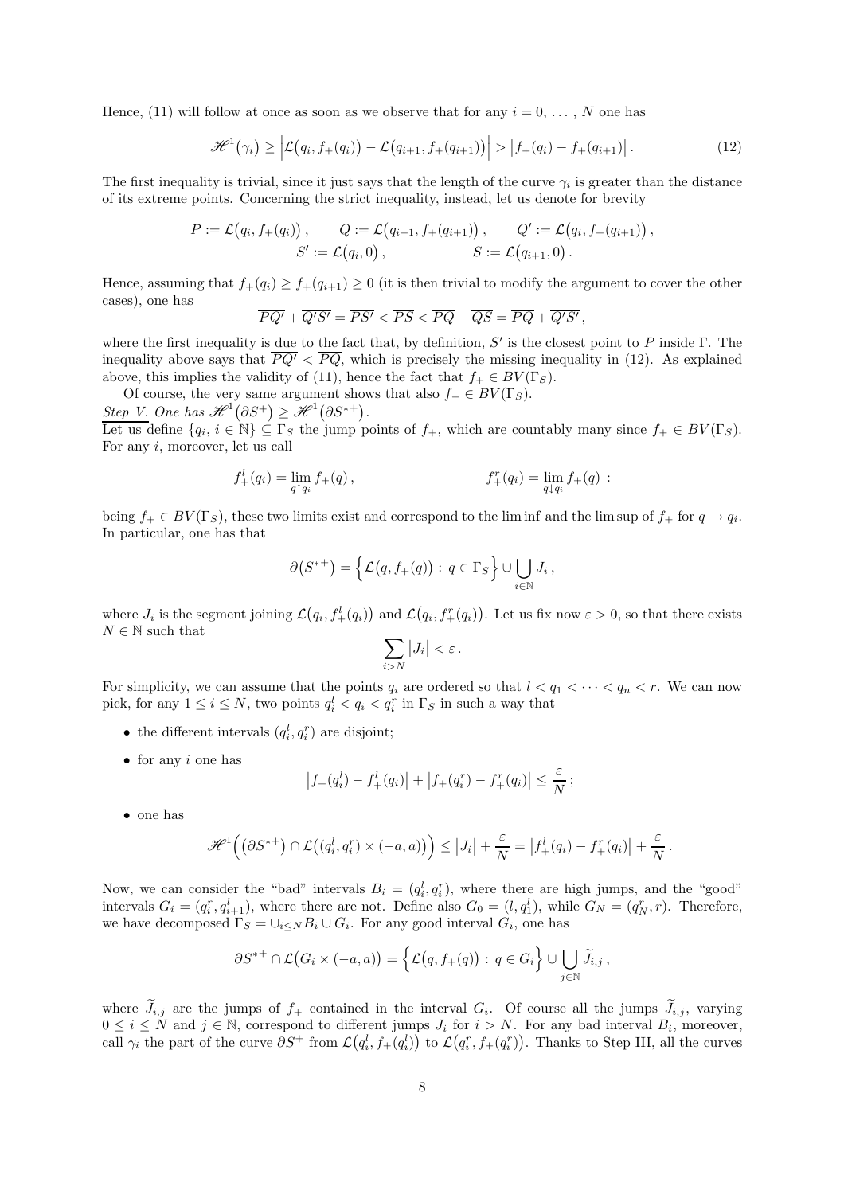Hence, (11) will follow at once as soon as we observe that for any $i = 0, \ldots, N$ one has

$$\mathscr{H}^1(\gamma_i) \geq \Big|\mathcal{L}\big(q_i, f_+(q_i)\big) - \mathcal{L}\big(q_{i+1}, f_+(q_{i+1})\big)\Big| > \big|f_+(q_i) - f_+(q_{i+1})\big|. \tag{12}$$

The first inequality is trivial, since it just says that the length of the curve $\gamma_i$ is greater than the distance of its extreme points. Concerning the strict inequality, instead, let us denote for brevity

$$P := \mathcal{L}\big(q_i, f_+(q_i)\big), \qquad Q := \mathcal{L}\big(q_{i+1}, f_+(q_{i+1})\big), \qquad Q' := \mathcal{L}\big(q_i, f_+(q_{i+1})\big),$$
$$S' := \mathcal{L}\big(q_i, 0\big), \qquad S := \mathcal{L}\big(q_{i+1}, 0\big).$$

Hence, assuming that $f_+(q_i) \geq f_+(q_{i+1}) \geq 0$ (it is then trivial to modify the argument to cover the other cases), one has

$$\overline{PQ'} + \overline{Q'S'} = \overline{PS'} < \overline{PS} < \overline{PQ} + \overline{QS} = \overline{PQ} + \overline{Q'S'},$$

where the first inequality is due to the fact that, by definition, $S'$ is the closest point to $P$ inside $\Gamma$. The inequality above says that $\overline{PQ'} < \overline{PQ}$, which is precisely the missing inequality in (12). As explained above, this implies the validity of (11), hence the fact that $f_+ \in BV(\Gamma_S)$.

Of course, the very same argument shows that also $f_- \in BV(\Gamma_S)$.

*Step V. One has* $\mathscr{H}^1\big(\partial S^+\big) \geq \mathscr{H}^1\big(\partial S^{*+}\big)$.

Let us define $\{q_i,\, i \in \mathbb{N}\} \subseteq \Gamma_S$ the jump points of $f_+$, which are countably many since $f_+ \in BV(\Gamma_S)$. For any $i$, moreover, let us call

$$f_+^l(q_i) = \lim_{q \uparrow q_i} f_+(q)\,, \qquad\qquad f_+^r(q_i) = \lim_{q \downarrow q_i} f_+(q)\ :$$

being $f_+ \in BV(\Gamma_S)$, these two limits exist and correspond to the lim inf and the lim sup of $f_+$ for $q \to q_i$. In particular, one has that

$$\partial\big(S^{*+}\big) = \Big\{\mathcal{L}\big(q, f_+(q)\big) :\, q \in \Gamma_S\Big\} \cup \bigcup_{i \in \mathbb{N}} J_i\,,$$

where $J_i$ is the segment joining $\mathcal{L}\big(q_i, f_+^l(q_i)\big)$ and $\mathcal{L}\big(q_i, f_+^r(q_i)\big)$. Let us fix now $\varepsilon > 0$, so that there exists $N \in \mathbb{N}$ such that

$$\sum_{i > N} \big|J_i\big| < \varepsilon\,.$$

For simplicity, we can assume that the points $q_i$ are ordered so that $l < q_1 < \cdots < q_n < r$. We can now pick, for any $1 \leq i \leq N$, two points $q_i^l < q_i < q_i^r$ in $\Gamma_S$ in such a way that

- the different intervals $(q_i^l, q_i^r)$ are disjoint;
- for any $i$ one has
$$\big|f_+(q_i^l) - f_+^l(q_i)\big| + \big|f_+(q_i^r) - f_+^r(q_i)\big| \leq \frac{\varepsilon}{N}\,;$$
- one has
$$\mathscr{H}^1\Big(\big(\partial S^{*+}\big) \cap \mathcal{L}\big((q_i^l, q_i^r) \times (-a, a)\big)\Big) \leq \big|J_i\big| + \frac{\varepsilon}{N} = \big|f_+^l(q_i) - f_+^r(q_i)\big| + \frac{\varepsilon}{N}\,.$$

Now, we can consider the "bad" intervals $B_i = (q_i^l, q_i^r)$, where there are high jumps, and the "good" intervals $G_i = (q_i^r, q_{i+1}^l)$, where there are not. Define also $G_0 = (l, q_1^l)$, while $G_N = (q_N^r, r)$. Therefore, we have decomposed $\Gamma_S = \cup_{i \leq N} B_i \cup G_i$. For any good interval $G_i$, one has

$$\partial S^{*+} \cap \mathcal{L}\big(G_i \times (-a, a)\big) = \Big\{\mathcal{L}\big(q, f_+(q)\big) :\, q \in G_i\Big\} \cup \bigcup_{j \in \mathbb{N}} \widetilde{J}_{i,j}\,,$$

where $\widetilde{J}_{i,j}$ are the jumps of $f_+$ contained in the interval $G_i$. Of course all the jumps $\widetilde{J}_{i,j}$, varying $0 \leq i \leq N$ and $j \in \mathbb{N}$, correspond to different jumps $J_i$ for $i > N$. For any bad interval $B_i$, moreover, call $\gamma_i$ the part of the curve $\partial S^+$ from $\mathcal{L}\big(q_i^l, f_+(q_i^l)\big)$ to $\mathcal{L}\big(q_i^r, f_+(q_i^r)\big)$. Thanks to Step III, all the curves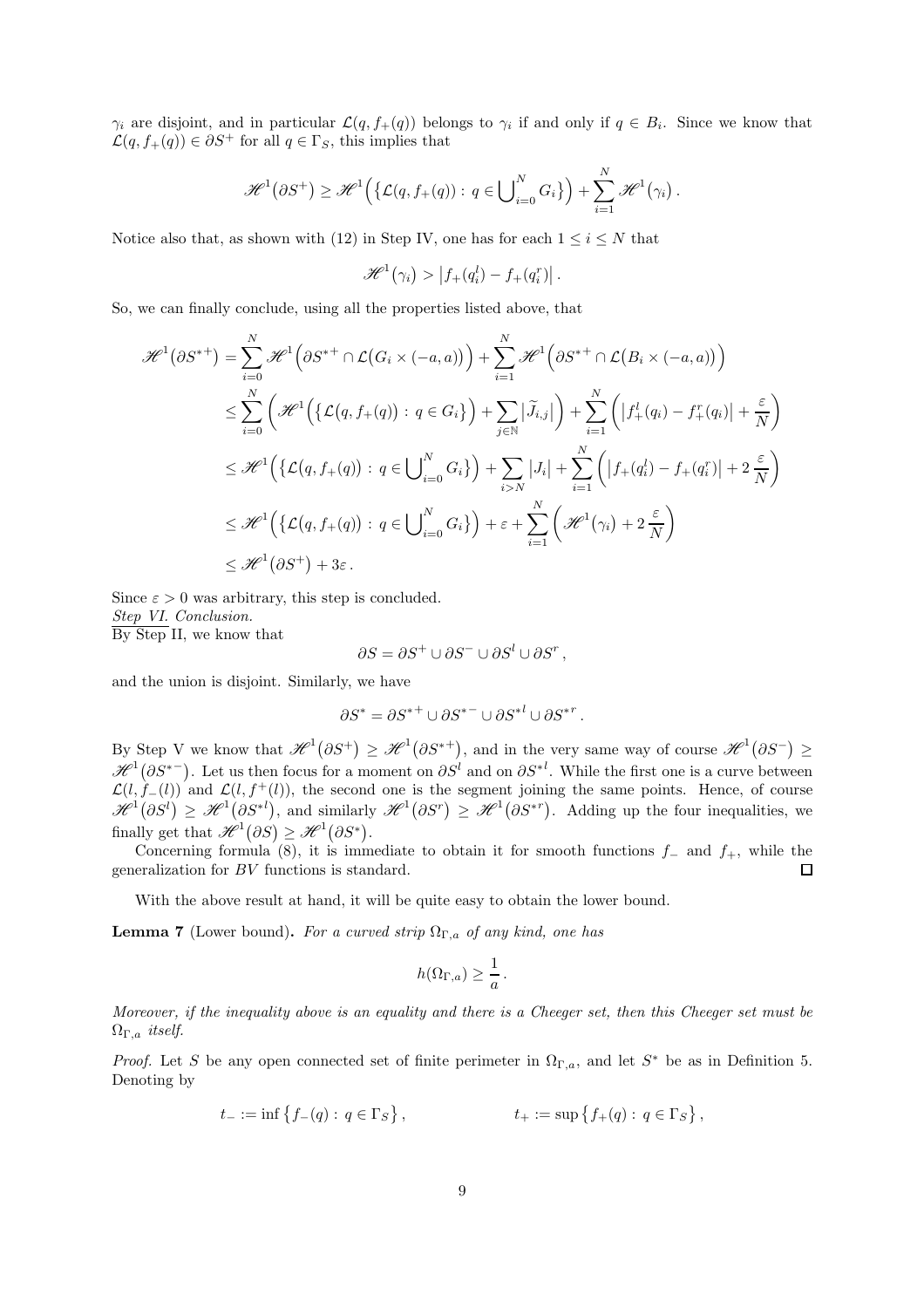$\gamma_i$ are disjoint, and in particular $\mathcal{L}(q, f_+(q))$ belongs to $\gamma_i$ if and only if $q \in B_i$. Since we know that $\mathcal{L}(q, f_+(q)) \in \partial S^+$ for all $q \in \Gamma_S$, this implies that

$$
\mathscr{H}^1\big(\partial S^+\big) \geq \mathscr{H}^1\Big(\big\{\mathcal{L}(q, f_+(q)) :\, q \in \bigcup_{i=0}^N G_i\big\}\Big) + \sum_{i=1}^N \mathscr{H}^1\big(\gamma_i\big)\,.
$$

Notice also that, as shown with (12) in Step IV, one has for each $1 \leq i \leq N$ that

$$
\mathscr{H}^1\big(\gamma_i\big) > \big|f_+(q_i^l) - f_+(q_i^r)\big|\,.
$$

So, we can finally conclude, using all the properties listed above, that

$$
\begin{aligned}
\mathscr{H}^1\big(\partial {S^*}^+\big) &= \sum_{i=0}^N \mathscr{H}^1\Big(\partial {S^*}^+ \cap \mathcal{L}\big(G_i \times (-a,a)\big)\Big) + \sum_{i=1}^N \mathscr{H}^1\Big(\partial {S^*}^+ \cap \mathcal{L}\big(B_i \times (-a,a)\big)\Big)\\
&\leq \sum_{i=0}^N \bigg(\mathscr{H}^1\Big(\big\{\mathcal{L}\big(q, f_+(q)\big) :\, q \in G_i\big\}\Big) + \sum_{j\in\mathbb{N}} \big|\widetilde{J}_{i,j}\big|\bigg) + \sum_{i=1}^N \bigg(\big|f_+^l(q_i) - f_+^r(q_i)\big| + \frac{\varepsilon}{N}\bigg)\\
&\leq \mathscr{H}^1\Big(\big\{\mathcal{L}\big(q, f_+(q)\big) :\, q \in \bigcup_{i=0}^N G_i\big\}\Big) + \sum_{i>N} \big|J_i\big| + \sum_{i=1}^N \bigg(\big|f_+(q_i^l) - f_+(q_i^r)\big| + 2\,\frac{\varepsilon}{N}\bigg)\\
&\leq \mathscr{H}^1\Big(\big\{\mathcal{L}\big(q, f_+(q)\big) :\, q \in \bigcup_{i=0}^N G_i\big\}\Big) + \varepsilon + \sum_{i=1}^N \bigg(\mathscr{H}^1\big(\gamma_i\big) + 2\,\frac{\varepsilon}{N}\bigg)\\
&\leq \mathscr{H}^1\big(\partial S^+\big) + 3\varepsilon\,.
\end{aligned}
$$

Since $\varepsilon > 0$ was arbitrary, this step is concluded.

*Step VI. Conclusion.*

By Step II, we know that

$$
\partial S = \partial S^+ \cup \partial S^- \cup \partial S^l \cup \partial S^r\,,
$$

and the union is disjoint. Similarly, we have

$$
\partial S^* = \partial {S^*}^+ \cup \partial {S^*}^- \cup \partial {S^*}^l \cup \partial {S^*}^r\,.
$$

By Step V we know that $\mathscr{H}^1\big(\partial S^+\big) \geq \mathscr{H}^1\big(\partial {S^*}^+\big)$, and in the very same way of course $\mathscr{H}^1\big(\partial S^-\big) \geq \mathscr{H}^1\big(\partial {S^*}^-\big)$. Let us then focus for a moment on $\partial S^l$ and on $\partial {S^*}^l$. While the first one is a curve between $\mathcal{L}(l, f_-(l))$ and $\mathcal{L}(l, f^+(l))$, the second one is the segment joining the same points. Hence, of course $\mathscr{H}^1\big(\partial S^l\big) \geq \mathscr{H}^1\big(\partial {S^*}^l\big)$, and similarly $\mathscr{H}^1\big(\partial S^r\big) \geq \mathscr{H}^1\big(\partial {S^*}^r\big)$. Adding up the four inequalities, we finally get that $\mathscr{H}^1\big(\partial S\big) \geq \mathscr{H}^1\big(\partial S^*\big)$.

Concerning formula (8), it is immediate to obtain it for smooth functions $f_-$ and $f_+$, while the generalization for $BV$ functions is standard. □

With the above result at hand, it will be quite easy to obtain the lower bound.

**Lemma 7** (Lower bound)**.** *For a curved strip $\Omega_{\Gamma,a}$ of any kind, one has*

$$
h(\Omega_{\Gamma,a}) \geq \frac{1}{a}\,.
$$

*Moreover, if the inequality above is an equality and there is a Cheeger set, then this Cheeger set must be $\Omega_{\Gamma,a}$ itself.*

*Proof.* Let $S$ be any open connected set of finite perimeter in $\Omega_{\Gamma,a}$, and let $S^*$ be as in Definition 5. Denoting by

$$
t_- := \inf\big\{f_-(q) :\, q \in \Gamma_S\big\}\,, \qquad\qquad t_+ := \sup\big\{f_+(q) :\, q \in \Gamma_S\big\}\,,
$$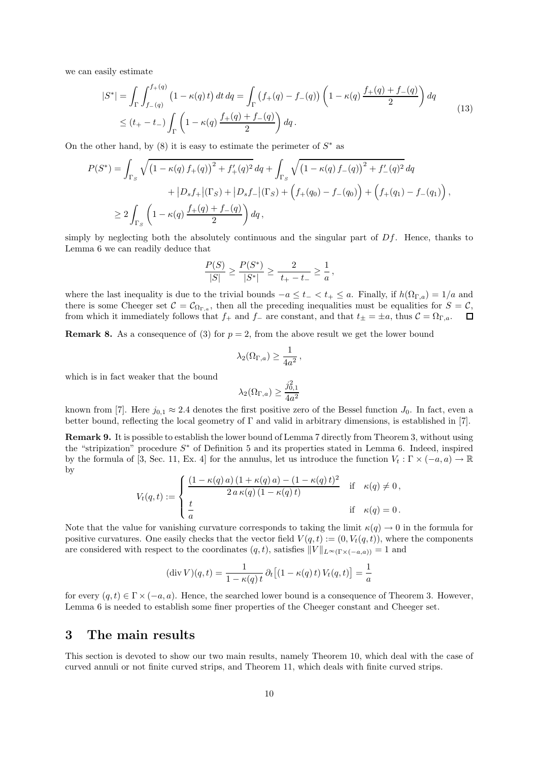we can easily estimate

$$
\begin{aligned}
|S^*| &= \int_\Gamma \int_{f_-(q)}^{f_+(q)} \big(1-\kappa(q)\,t\big)\,dt\,dq = \int_\Gamma \big(f_+(q)-f_-(q)\big)\left(1-\kappa(q)\,\frac{f_+(q)+f_-(q)}{2}\right)dq \\
&\le (t_+-t_-)\int_\Gamma \left(1-\kappa(q)\,\frac{f_+(q)+f_-(q)}{2}\right)dq\,.
\end{aligned}
\tag{13}
$$

On the other hand, by (8) it is easy to estimate the perimeter of $S^*$ as

$$
\begin{aligned}
P(S^*) = &\int_{\Gamma_S} \sqrt{\big(1-\kappa(q)\,f_+(q)\big)^2 + f_+'(q)^2}\,dq + \int_{\Gamma_S} \sqrt{\big(1-\kappa(q)\,f_-(q)\big)^2 + f_-'(q)^2}\,dq \\
&+ \big|D_s f_+\big|(\Gamma_S) + \big|D_s f_-\big|(\Gamma_S) + \Big(f_+(q_0)-f_-(q_0)\Big) + \Big(f_+(q_1)-f_-(q_1)\Big)\,, \\
\ge\ & 2\int_{\Gamma_S} \left(1-\kappa(q)\,\frac{f_+(q)+f_-(q)}{2}\right)dq\,,
\end{aligned}
$$

simply by neglecting both the absolutely continuous and the singular part of $Df$. Hence, thanks to Lemma 6 we can readily deduce that

$$
\frac{P(S)}{|S|} \ge \frac{P(S^*)}{|S^*|} \ge \frac{2}{t_+-t_-} \ge \frac{1}{a}\,,
$$

where the last inequality is due to the trivial bounds $-a \le t_- < t_+ \le a$. Finally, if $h(\Omega_{\Gamma,a}) = 1/a$ and there is some Cheeger set $\mathcal{C} = \mathcal{C}_{\Omega_{\Gamma,a}}$, then all the preceding inequalities must be equalities for $S = \mathcal{C}$, from which it immediately follows that $f_+$ and $f_-$ are constant, and that $t_\pm = \pm a$, thus $\mathcal{C} = \Omega_{\Gamma,a}$. $\square$

**Remark 8.** As a consequence of (3) for $p = 2$, from the above result we get the lower bound

$$
\lambda_2(\Omega_{\Gamma,a}) \ge \frac{1}{4a^2}\,,
$$

which is in fact weaker that the bound

$$
\lambda_2(\Omega_{\Gamma,a}) \ge \frac{j_{0,1}^2}{4a^2}
$$

known from [7]. Here $j_{0,1} \approx 2.4$ denotes the first positive zero of the Bessel function $J_0$. In fact, even a better bound, reflecting the local geometry of $\Gamma$ and valid in arbitrary dimensions, is established in [7].

**Remark 9.** It is possible to establish the lower bound of Lemma 7 directly from Theorem 3, without using the "stripization" procedure $S^*$ of Definition 5 and its properties stated in Lemma 6. Indeed, inspired by the formula of [3, Sec. 11, Ex. 4] for the annulus, let us introduce the function $V_t : \Gamma \times (-a,a) \to \mathbb{R}$ by

$$
V_t(q,t) := \begin{cases} \dfrac{(1-\kappa(q)\,a)\,(1+\kappa(q)\,a) - (1-\kappa(q)\,t)^2}{2\,a\,\kappa(q)\,(1-\kappa(q)\,t)} & \text{if} \quad \kappa(q) \neq 0\,, \\[2ex] \dfrac{t}{a} & \text{if} \quad \kappa(q) = 0\,. \end{cases}
$$

Note that the value for vanishing curvature corresponds to taking the limit $\kappa(q) \to 0$ in the formula for positive curvatures. One easily checks that the vector field $V(q,t) := (0, V_t(q,t))$, where the components are considered with respect to the coordinates $(q,t)$, satisfies $\|V\|_{L^\infty(\Gamma\times(-a,a))} = 1$ and

$$
(\operatorname{div} V)(q,t) = \frac{1}{1-\kappa(q)\,t}\,\partial_t\big[(1-\kappa(q)\,t)\,V_t(q,t)\big] = \frac{1}{a}
$$

for every $(q,t) \in \Gamma \times (-a,a)$. Hence, the searched lower bound is a consequence of Theorem 3. However, Lemma 6 is needed to establish some finer properties of the Cheeger constant and Cheeger set.

## 3 The main results

This section is devoted to show our two main results, namely Theorem 10, which deal with the case of curved annuli or not finite curved strips, and Theorem 11, which deals with finite curved strips.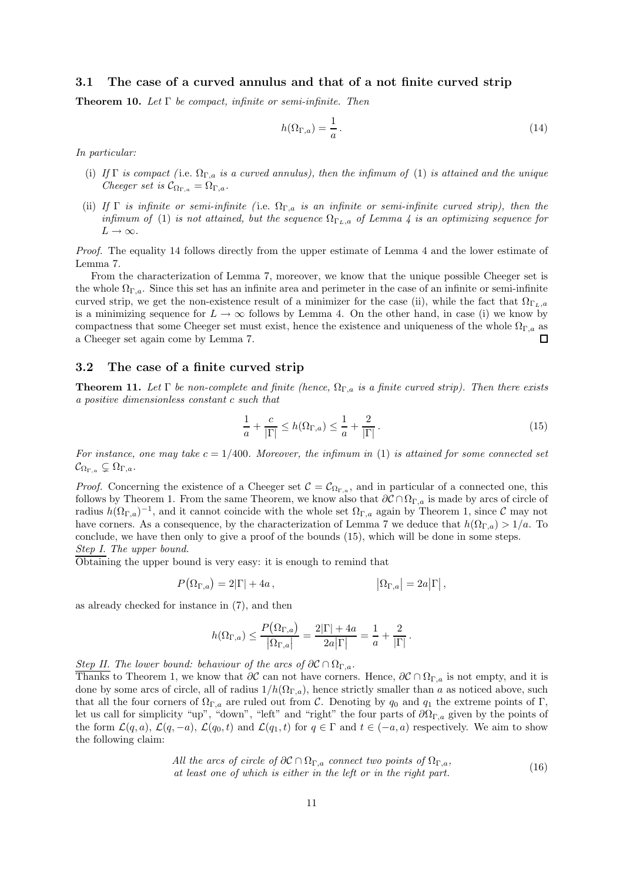### 3.1 The case of a curved annulus and that of a not finite curved strip

**Theorem 10.** *Let $\Gamma$ be compact, infinite or semi-infinite. Then*

$$
h(\Omega_{\Gamma,a}) = \frac{1}{a}\,. \tag{14}
$$

*In particular:*

- (i) *If $\Gamma$ is compact (*i.e. *$\Omega_{\Gamma,a}$ is a curved annulus), then the infimum of* (1) *is attained and the unique Cheeger set is $\mathcal{C}_{\Omega_{\Gamma,a}} = \Omega_{\Gamma,a}$.*
- (ii) *If $\Gamma$ is infinite or semi-infinite (*i.e. *$\Omega_{\Gamma,a}$ is an infinite or semi-infinite curved strip), then the infimum of* (1) *is not attained, but the sequence $\Omega_{\Gamma_L,a}$ of Lemma 4 is an optimizing sequence for $L \to \infty$.*

*Proof.* The equality 14 follows directly from the upper estimate of Lemma 4 and the lower estimate of Lemma 7.

From the characterization of Lemma 7, moreover, we know that the unique possible Cheeger set is the whole $\Omega_{\Gamma,a}$. Since this set has an infinite area and perimeter in the case of an infinite or semi-infinite curved strip, we get the non-existence result of a minimizer for the case (ii), while the fact that $\Omega_{\Gamma_L,a}$ is a minimizing sequence for $L \to \infty$ follows by Lemma 4. On the other hand, in case (i) we know by compactness that some Cheeger set must exist, hence the existence and uniqueness of the whole $\Omega_{\Gamma,a}$ as a Cheeger set again come by Lemma 7. $\square$

### 3.2 The case of a finite curved strip

**Theorem 11.** *Let $\Gamma$ be non-complete and finite (hence, $\Omega_{\Gamma,a}$ is a finite curved strip). Then there exists a positive dimensionless constant $c$ such that*

$$
\frac{1}{a} + \frac{c}{|\Gamma|} \leq h(\Omega_{\Gamma,a}) \leq \frac{1}{a} + \frac{2}{|\Gamma|}\,. \tag{15}
$$

*For instance, one may take $c = 1/400$. Moreover, the infimum in* (1) *is attained for some connected set $\mathcal{C}_{\Omega_{\Gamma,a}} \subsetneq \Omega_{\Gamma,a}$.*

*Proof.* Concerning the existence of a Cheeger set $\mathcal{C} = \mathcal{C}_{\Omega_{\Gamma,a}}$, and in particular of a connected one, this follows by Theorem 1. From the same Theorem, we know also that $\partial\mathcal{C} \cap \Omega_{\Gamma,a}$ is made by arcs of circle of radius $h(\Omega_{\Gamma,a})^{-1}$, and it cannot coincide with the whole set $\Omega_{\Gamma,a}$ again by Theorem 1, since $\mathcal{C}$ may not have corners. As a consequence, by the characterization of Lemma 7 we deduce that $h(\Omega_{\Gamma,a}) > 1/a$. To conclude, we have then only to give a proof of the bounds (15), which will be done in some steps.

<u>*Step I. The upper bound.*</u>

Obtaining the upper bound is very easy: it is enough to remind that

$$
P\big(\Omega_{\Gamma,a}\big) = 2|\Gamma| + 4a\,, \qquad\qquad \big|\Omega_{\Gamma,a}\big| = 2a\big|\Gamma\big|\,,
$$

as already checked for instance in (7), and then

$$
h(\Omega_{\Gamma,a}) \leq \frac{P\big(\Omega_{\Gamma,a}\big)}{\big|\Omega_{\Gamma,a}\big|} = \frac{2|\Gamma| + 4a}{2a|\Gamma|} = \frac{1}{a} + \frac{2}{|\Gamma|}\,.
$$

<u>*Step II. The lower bound: behaviour of the arcs of $\partial\mathcal{C} \cap \Omega_{\Gamma,a}$.*</u>

Thanks to Theorem 1, we know that $\partial\mathcal{C}$ can not have corners. Hence, $\partial\mathcal{C} \cap \Omega_{\Gamma,a}$ is not empty, and it is done by some arcs of circle, all of radius $1/h(\Omega_{\Gamma,a})$, hence strictly smaller than $a$ as noticed above, such that all the four corners of $\Omega_{\Gamma,a}$ are ruled out from $\mathcal{C}$. Denoting by $q_0$ and $q_1$ the extreme points of $\Gamma$, let us call for simplicity "up", "down", "left" and "right" the four parts of $\partial\Omega_{\Gamma,a}$ given by the points of the form $\mathcal{L}(q,a)$, $\mathcal{L}(q,-a)$, $\mathcal{L}(q_0,t)$ and $\mathcal{L}(q_1,t)$ for $q \in \Gamma$ and $t \in (-a,a)$ respectively. We aim to show the following claim:

$$
\begin{array}{c}
\textit{All the arcs of circle of } \partial\mathcal{C} \cap \Omega_{\Gamma,a} \textit{ connect two points of } \Omega_{\Gamma,a}, \\
\textit{at least one of which is either in the left or in the right part.}
\end{array} \tag{16}
$$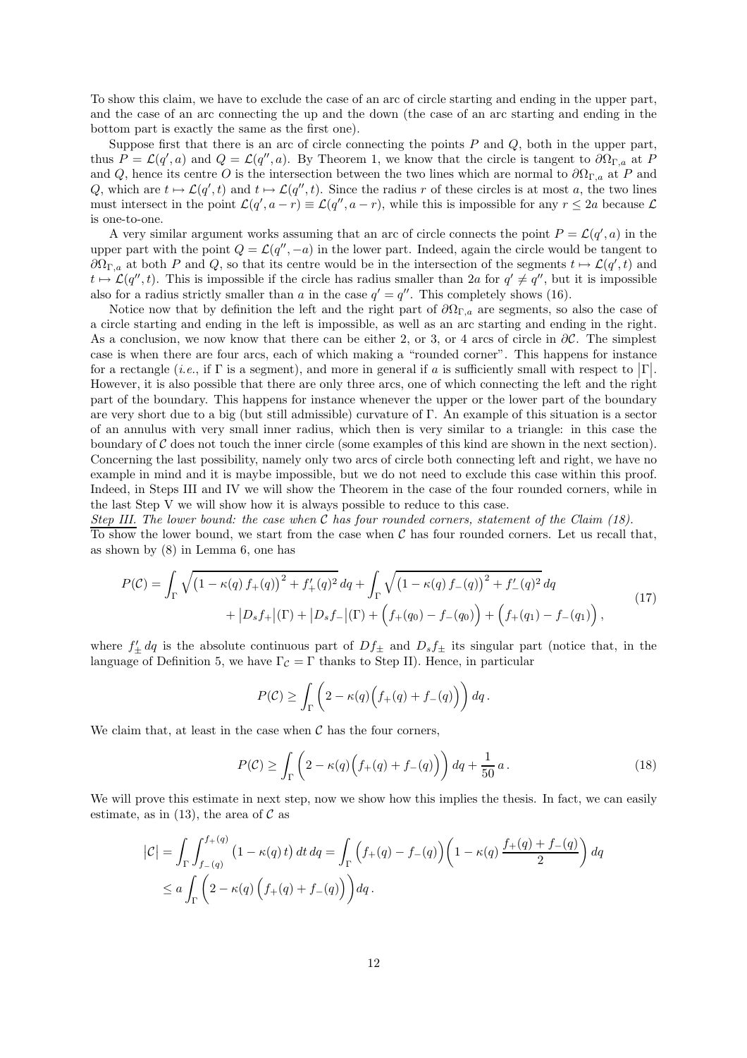To show this claim, we have to exclude the case of an arc of circle starting and ending in the upper part, and the case of an arc connecting the up and the down (the case of an arc starting and ending in the bottom part is exactly the same as the first one).

Suppose first that there is an arc of circle connecting the points $P$ and $Q$, both in the upper part, thus $P = \mathcal{L}(q', a)$ and $Q = \mathcal{L}(q'', a)$. By Theorem 1, we know that the circle is tangent to $\partial\Omega_{\Gamma,a}$ at $P$ and $Q$, hence its centre $O$ is the intersection between the two lines which are normal to $\partial\Omega_{\Gamma,a}$ at $P$ and $Q$, which are $t \mapsto \mathcal{L}(q', t)$ and $t \mapsto \mathcal{L}(q'', t)$. Since the radius $r$ of these circles is at most $a$, the two lines must intersect in the point $\mathcal{L}(q', a-r) \equiv \mathcal{L}(q'', a-r)$, while this is impossible for any $r \leq 2a$ because $\mathcal{L}$ is one-to-one.

A very similar argument works assuming that an arc of circle connects the point $P = \mathcal{L}(q', a)$ in the upper part with the point $Q = \mathcal{L}(q'', -a)$ in the lower part. Indeed, again the circle would be tangent to $\partial\Omega_{\Gamma,a}$ at both $P$ and $Q$, so that its centre would be in the intersection of the segments $t \mapsto \mathcal{L}(q', t)$ and $t \mapsto \mathcal{L}(q'', t)$. This is impossible if the circle has radius smaller than $2a$ for $q' \neq q''$, but it is impossible also for a radius strictly smaller than $a$ in the case $q' = q''$. This completely shows (16).

Notice now that by definition the left and the right part of $\partial\Omega_{\Gamma,a}$ are segments, so also the case of a circle starting and ending in the left is impossible, as well as an arc starting and ending in the right. As a conclusion, we now know that there can be either 2, or 3, or 4 arcs of circle in $\partial\mathcal{C}$. The simplest case is when there are four arcs, each of which making a "rounded corner". This happens for instance for a rectangle (*i.e.*, if $\Gamma$ is a segment), and more in general if $a$ is sufficiently small with respect to $|\Gamma|$. However, it is also possible that there are only three arcs, one of which connecting the left and the right part of the boundary. This happens for instance whenever the upper or the lower part of the boundary are very short due to a big (but still admissible) curvature of $\Gamma$. An example of this situation is a sector of an annulus with very small inner radius, which then is very similar to a triangle: in this case the boundary of $\mathcal{C}$ does not touch the inner circle (some examples of this kind are shown in the next section). Concerning the last possibility, namely only two arcs of circle both connecting left and right, we have no example in mind and it is maybe impossible, but we do not need to exclude this case within this proof. Indeed, in Steps III and IV we will show the Theorem in the case of the four rounded corners, while in the last Step V we will show how it is always possible to reduce to this case.

*Step III. The lower bound: the case when $\mathcal{C}$ has four rounded corners, statement of the Claim (18).*
To show the lower bound, we start from the case when $\mathcal{C}$ has four rounded corners. Let us recall that, as shown by (8) in Lemma 6, one has

$$
\begin{aligned}
P(\mathcal{C}) = &\int_\Gamma \sqrt{\big(1-\kappa(q)\,f_+(q)\big)^2 + f_+'(q)^2}\,dq + \int_\Gamma \sqrt{\big(1-\kappa(q)\,f_-(q)\big)^2 + f_-'(q)^2}\,dq \\
&+ \big|D_s f_+\big|(\Gamma) + \big|D_s f_-\big|(\Gamma) + \Big(f_+(q_0) - f_-(q_0)\Big) + \Big(f_+(q_1) - f_-(q_1)\Big)\,,
\end{aligned} \tag{17}
$$

where $f_\pm'\,dq$ is the absolute continuous part of $Df_\pm$ and $D_s f_\pm$ its singular part (notice that, in the language of Definition 5, we have $\Gamma_\mathcal{C} = \Gamma$ thanks to Step II). Hence, in particular

$$
P(\mathcal{C}) \geq \int_\Gamma \bigg(2 - \kappa(q)\Big(f_+(q) + f_-(q)\Big)\bigg)\,dq\,.
$$

We claim that, at least in the case when $\mathcal{C}$ has the four corners,

$$
P(\mathcal{C}) \geq \int_\Gamma \bigg(2 - \kappa(q)\Big(f_+(q) + f_-(q)\Big)\bigg)\,dq + \frac{1}{50}\,a\,. \tag{18}
$$

We will prove this estimate in next step, now we show how this implies the thesis. In fact, we can easily estimate, as in (13), the area of $\mathcal{C}$ as

$$
\begin{aligned}
\big|\mathcal{C}\big| &= \int_\Gamma \int_{f_-(q)}^{f_+(q)} \big(1-\kappa(q)\,t\big)\,dt\,dq = \int_\Gamma \Big(f_+(q) - f_-(q)\Big)\bigg(1 - \kappa(q)\,\frac{f_+(q)+f_-(q)}{2}\bigg)\,dq \\
&\leq a \int_\Gamma \bigg(2 - \kappa(q)\,\Big(f_+(q) + f_-(q)\Big)\bigg)dq\,.
\end{aligned}
$$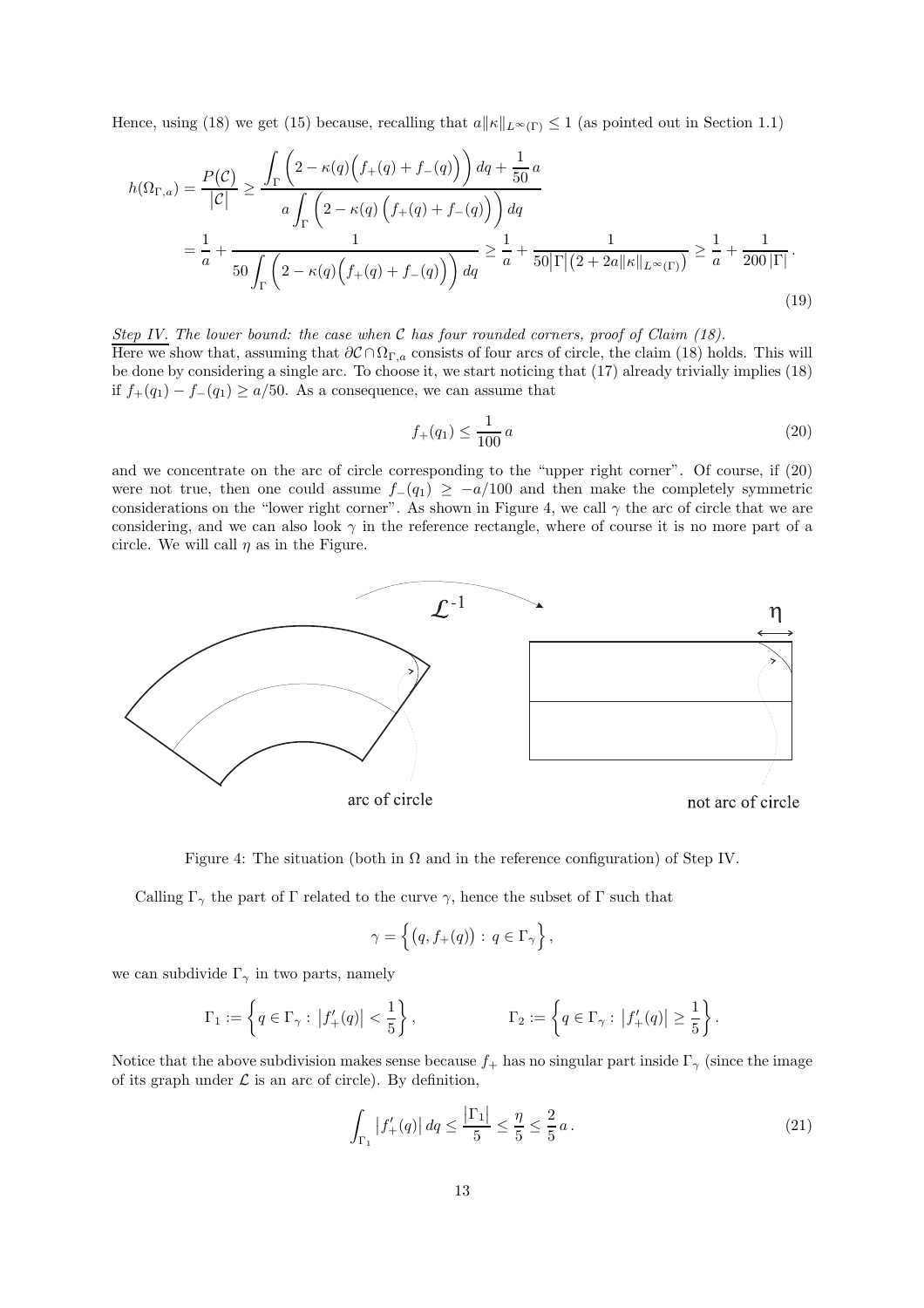Hence, using (18) we get (15) because, recalling that $a\|\kappa\|_{L^\infty(\Gamma)} \leq 1$ (as pointed out in Section 1.1)

$$
\begin{aligned}
h(\Omega_{\Gamma,a}) = \frac{P(\mathcal{C})}{|\mathcal{C}|} &\geq \frac{\displaystyle\int_\Gamma \Big(2 - \kappa(q)\Big(f_+(q) + f_-(q)\Big)\Big)\,dq + \frac{1}{50}\,a}{\displaystyle a\int_\Gamma \Big(2 - \kappa(q)\,\Big(f_+(q) + f_-(q)\Big)\Big)\,dq} \\
&= \frac{1}{a} + \frac{1}{\displaystyle 50\int_\Gamma \Big(2 - \kappa(q)\Big(f_+(q) + f_-(q)\Big)\Big)\,dq} \geq \frac{1}{a} + \frac{1}{50|\Gamma|\big(2 + 2a\|\kappa\|_{L^\infty(\Gamma)}\big)} \geq \frac{1}{a} + \frac{1}{200\,|\Gamma|}\,.
\end{aligned}
\tag{19}
$$

*Step IV. The lower bound: the case when $\mathcal{C}$ has four rounded corners, proof of Claim (18).*

Here we show that, assuming that $\partial\mathcal{C}\cap\Omega_{\Gamma,a}$ consists of four arcs of circle, the claim (18) holds. This will be done by considering a single arc. To choose it, we start noticing that (17) already trivially implies (18) if $f_+(q_1) - f_-(q_1) \geq a/50$. As a consequence, we can assume that

$$
f_+(q_1) \leq \frac{1}{100}\,a \tag{20}
$$

and we concentrate on the arc of circle corresponding to the "upper right corner". Of course, if (20) were not true, then one could assume $f_-(q_1) \geq -a/100$ and then make the completely symmetric considerations on the "lower right corner". As shown in Figure 4, we call $\gamma$ the arc of circle that we are considering, and we can also look $\gamma$ in the reference rectangle, where of course it is no more part of a circle. We will call $\eta$ as in the Figure.

Figure 4: The situation (both in $\Omega$ and in the reference configuration) of Step IV.

Calling $\Gamma_\gamma$ the part of $\Gamma$ related to the curve $\gamma$, hence the subset of $\Gamma$ such that

$$
\gamma = \Big\{\big(q, f_+(q)\big) : q \in \Gamma_\gamma\Big\},
$$

we can subdivide $\Gamma_\gamma$ in two parts, namely

$$
\Gamma_1 := \left\{q \in \Gamma_\gamma : \big|f_+'(q)\big| < \frac{1}{5}\right\}, \qquad\qquad \Gamma_2 := \left\{q \in \Gamma_\gamma : \big|f_+'(q)\big| \geq \frac{1}{5}\right\}.
$$

Notice that the above subdivision makes sense because $f_+$ has no singular part inside $\Gamma_\gamma$ (since the image of its graph under $\mathcal{L}$ is an arc of circle). By definition,

$$
\int_{\Gamma_1} \big|f_+'(q)\big|\,dq \leq \frac{|\Gamma_1|}{5} \leq \frac{\eta}{5} \leq \frac{2}{5}\,a\,. \tag{21}
$$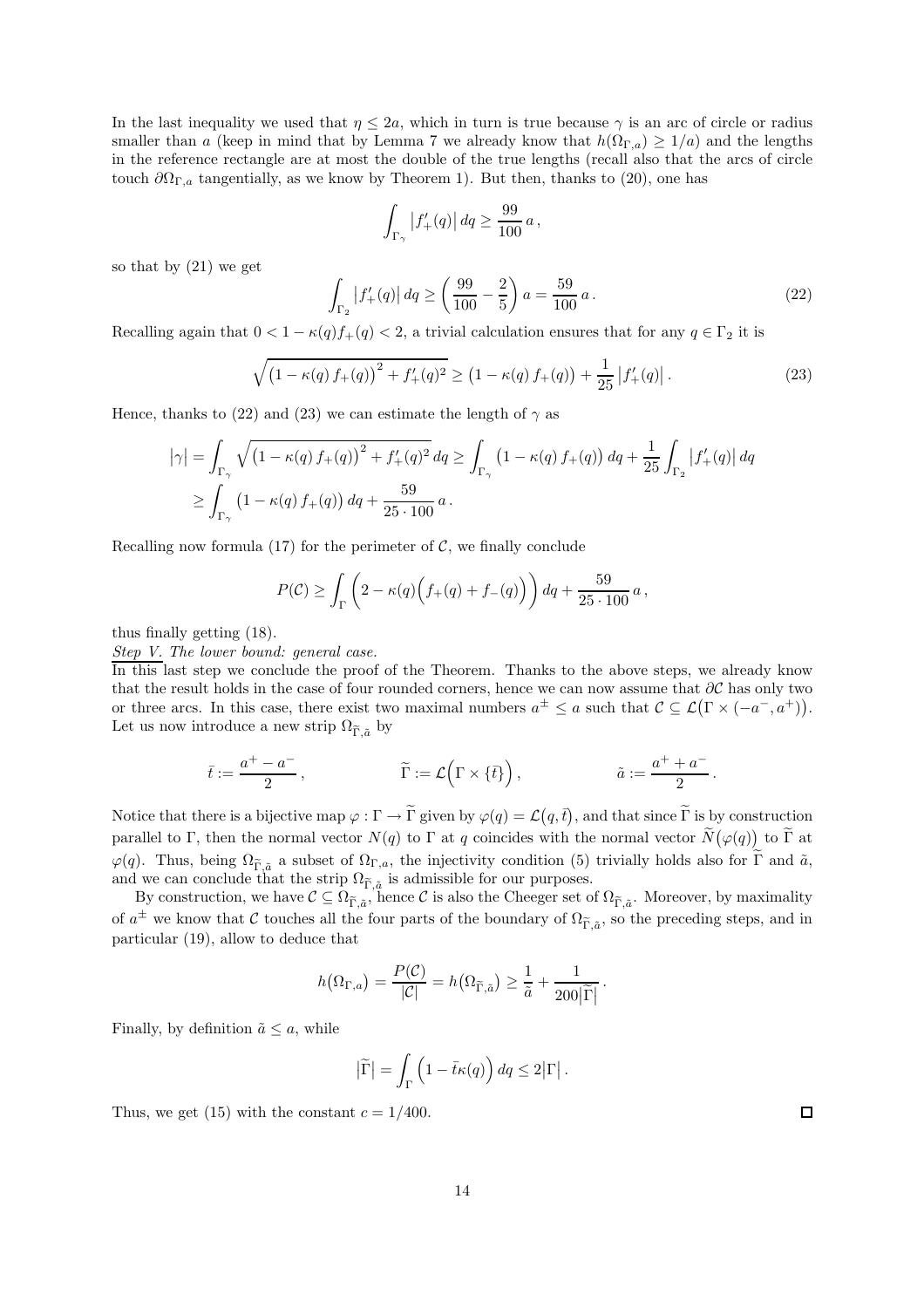In the last inequality we used that $\eta \leq 2a$, which in turn is true because $\gamma$ is an arc of circle or radius smaller than $a$ (keep in mind that by Lemma 7 we already know that $h(\Omega_{\Gamma,a}) \geq 1/a$) and the lengths in the reference rectangle are at most the double of the true lengths (recall also that the arcs of circle touch $\partial\Omega_{\Gamma,a}$ tangentially, as we know by Theorem 1). But then, thanks to (20), one has

$$\int_{\Gamma_\gamma} \big|f_+'(q)\big|\, dq \geq \frac{99}{100}\, a\,,$$

so that by (21) we get

$$\int_{\Gamma_2} \big|f_+'(q)\big|\, dq \geq \left(\frac{99}{100} - \frac{2}{5}\right) a = \frac{59}{100}\, a\,. \tag{22}$$

Recalling again that $0 < 1 - \kappa(q) f_+(q) < 2$, a trivial calculation ensures that for any $q \in \Gamma_2$ it is

$$\sqrt{\big(1-\kappa(q)\, f_+(q)\big)^2 + f_+'(q)^2} \geq \big(1 - \kappa(q)\, f_+(q)\big) + \frac{1}{25}\big|f_+'(q)\big|\,. \tag{23}$$

Hence, thanks to (22) and (23) we can estimate the length of $\gamma$ as

$$\begin{aligned}
\big|\gamma\big| &= \int_{\Gamma_\gamma} \sqrt{\big(1-\kappa(q)\, f_+(q)\big)^2 + f_+'(q)^2}\, dq \geq \int_{\Gamma_\gamma} \big(1 - \kappa(q)\, f_+(q)\big)\, dq + \frac{1}{25}\int_{\Gamma_2} \big|f_+'(q)\big|\, dq \\
&\geq \int_{\Gamma_\gamma} \big(1 - \kappa(q)\, f_+(q)\big)\, dq + \frac{59}{25 \cdot 100}\, a\,.
\end{aligned}$$

Recalling now formula (17) for the perimeter of $\mathcal{C}$, we finally conclude

$$P(\mathcal{C}) \geq \int_\Gamma \left(2 - \kappa(q)\Big(f_+(q) + f_-(q)\Big)\right) dq + \frac{59}{25 \cdot 100}\, a\,,$$

thus finally getting (18).

*Step V. The lower bound: general case.*

In this last step we conclude the proof of the Theorem. Thanks to the above steps, we already know that the result holds in the case of four rounded corners, hence we can now assume that $\partial\mathcal{C}$ has only two or three arcs. In this case, there exist two maximal numbers $a^\pm \leq a$ such that $\mathcal{C} \subseteq \mathcal{L}\big(\Gamma \times (-a^-, a^+)\big)$. Let us now introduce a new strip $\Omega_{\widetilde{\Gamma},\tilde{a}}$ by

$$\bar{t} := \frac{a^+ - a^-}{2}\,, \qquad\qquad \widetilde{\Gamma} := \mathcal{L}\Big(\Gamma \times \{\bar{t}\}\Big)\,, \qquad\qquad \tilde{a} := \frac{a^+ + a^-}{2}\,.$$

Notice that there is a bijective map $\varphi : \Gamma \to \widetilde{\Gamma}$ given by $\varphi(q) = \mathcal{L}\big(q, \bar{t}\big)$, and that since $\widetilde{\Gamma}$ is by construction parallel to $\Gamma$, then the normal vector $N(q)$ to $\Gamma$ at $q$ coincides with the normal vector $\widetilde{N}\big(\varphi(q)\big)$ to $\widetilde{\Gamma}$ at $\varphi(q)$. Thus, being $\Omega_{\widetilde{\Gamma},\tilde{a}}$ a subset of $\Omega_{\Gamma,a}$, the injectivity condition (5) trivially holds also for $\widetilde{\Gamma}$ and $\tilde{a}$, and we can conclude that the strip $\Omega_{\widetilde{\Gamma},\tilde{a}}$ is admissible for our purposes.

By construction, we have $\mathcal{C} \subseteq \Omega_{\widetilde{\Gamma},\tilde{a}}$, hence $\mathcal{C}$ is also the Cheeger set of $\Omega_{\widetilde{\Gamma},\tilde{a}}$. Moreover, by maximality of $a^\pm$ we know that $\mathcal{C}$ touches all the four parts of the boundary of $\Omega_{\widetilde{\Gamma},\tilde{a}}$, so the preceding steps, and in particular (19), allow to deduce that

$$h\big(\Omega_{\Gamma,a}\big) = \frac{P(\mathcal{C})}{|\mathcal{C}|} = h\big(\Omega_{\widetilde{\Gamma},\tilde{a}}\big) \geq \frac{1}{\tilde{a}} + \frac{1}{200\big|\widetilde{\Gamma}\big|}\,.$$

Finally, by definition $\tilde{a} \leq a$, while

$$\big|\widetilde{\Gamma}\big| = \int_\Gamma \Big(1 - \bar{t}\kappa(q)\Big)\, dq \leq 2\big|\Gamma\big|\,.$$

Thus, we get (15) with the constant $c = 1/400$. □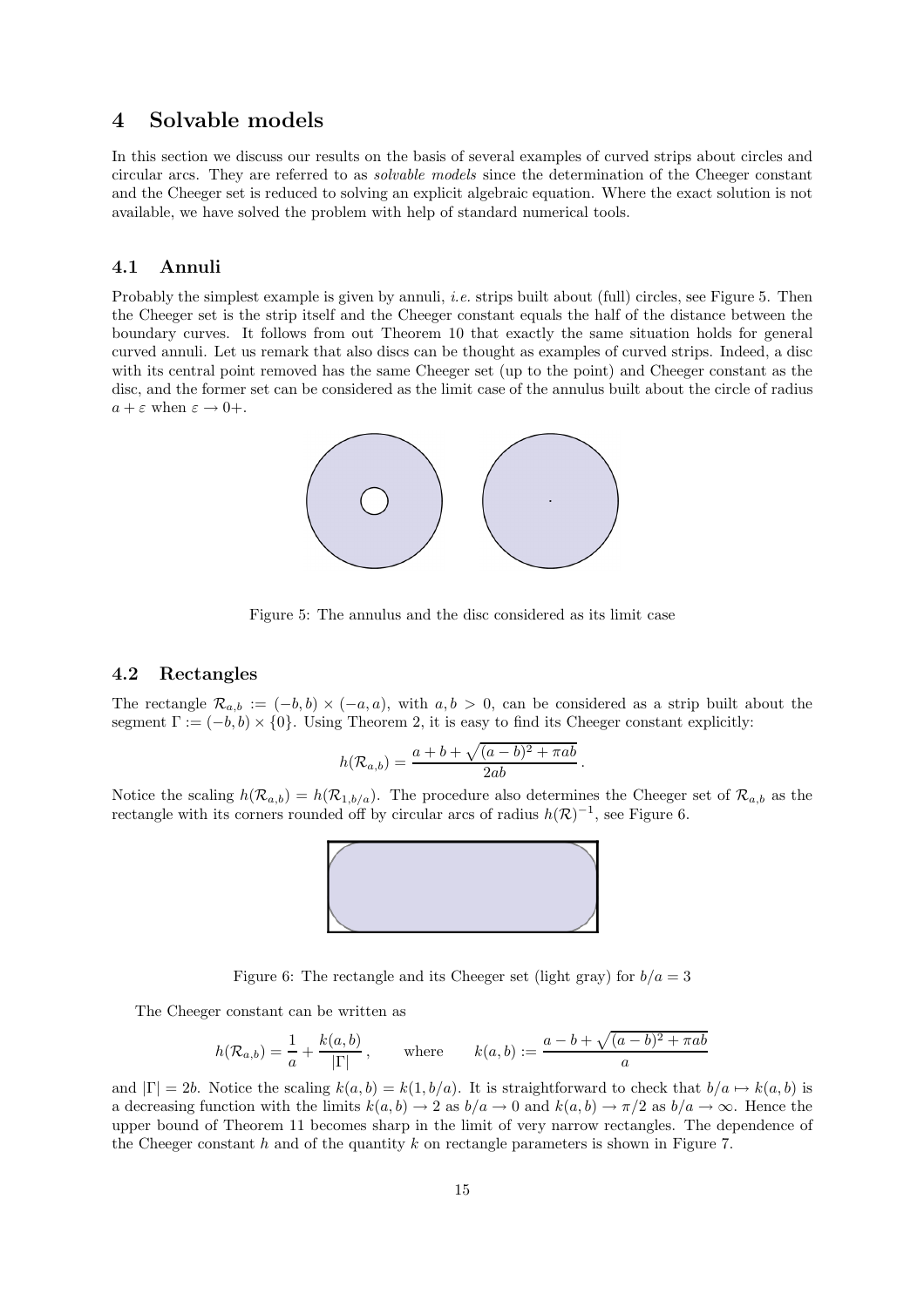# 4 Solvable models

In this section we discuss our results on the basis of several examples of curved strips about circles and circular arcs. They are referred to as *solvable models* since the determination of the Cheeger constant and the Cheeger set is reduced to solving an explicit algebraic equation. Where the exact solution is not available, we have solved the problem with help of standard numerical tools.

## 4.1 Annuli

Probably the simplest example is given by annuli, *i.e.* strips built about (full) circles, see Figure 5. Then the Cheeger set is the strip itself and the Cheeger constant equals the half of the distance between the boundary curves. It follows from out Theorem 10 that exactly the same situation holds for general curved annuli. Let us remark that also discs can be thought as examples of curved strips. Indeed, a disc with its central point removed has the same Cheeger set (up to the point) and Cheeger constant as the disc, and the former set can be considered as the limit case of the annulus built about the circle of radius $a + \varepsilon$ when $\varepsilon \to 0+$.

Figure 5: The annulus and the disc considered as its limit case

## 4.2 Rectangles

The rectangle $\mathcal{R}_{a,b} := (-b, b) \times (-a, a)$, with $a, b > 0$, can be considered as a strip built about the segment $\Gamma := (-b, b) \times \{0\}$. Using Theorem 2, it is easy to find its Cheeger constant explicitly:

$$h(\mathcal{R}_{a,b}) = \frac{a + b + \sqrt{(a-b)^2 + \pi ab}}{2ab} .$$

Notice the scaling $h(\mathcal{R}_{a,b}) = h(\mathcal{R}_{1,b/a})$. The procedure also determines the Cheeger set of $\mathcal{R}_{a,b}$ as the rectangle with its corners rounded off by circular arcs of radius $h(\mathcal{R})^{-1}$, see Figure 6.

Figure 6: The rectangle and its Cheeger set (light gray) for $b/a = 3$

The Cheeger constant can be written as

$$h(\mathcal{R}_{a,b}) = \frac{1}{a} + \frac{k(a, b)}{|\Gamma|} , \qquad \text{where} \qquad k(a, b) := \frac{a - b + \sqrt{(a-b)^2 + \pi ab}}{a}$$

and $|\Gamma| = 2b$. Notice the scaling $k(a, b) = k(1, b/a)$. It is straightforward to check that $b/a \mapsto k(a, b)$ is a decreasing function with the limits $k(a, b) \to 2$ as $b/a \to 0$ and $k(a, b) \to \pi/2$ as $b/a \to \infty$. Hence the upper bound of Theorem 11 becomes sharp in the limit of very narrow rectangles. The dependence of the Cheeger constant $h$ and of the quantity $k$ on rectangle parameters is shown in Figure 7.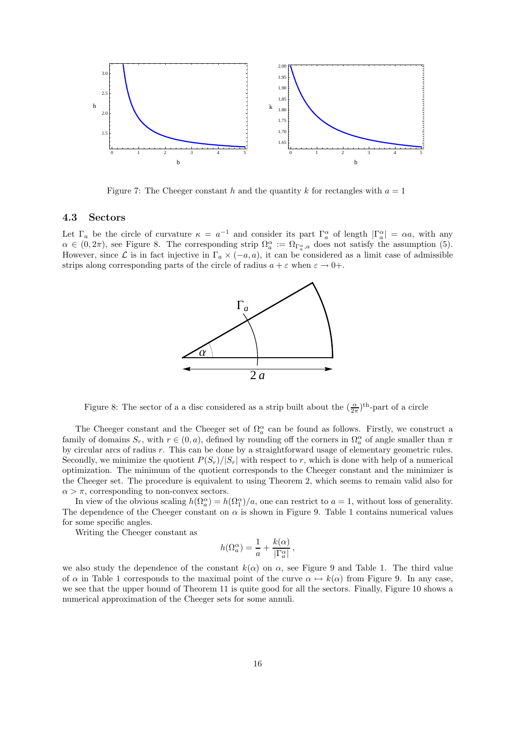Figure 7: The Cheeger constant $h$ and the quantity $k$ for rectangles with $a = 1$

### 4.3 Sectors

Let $\Gamma_a$ be the circle of curvature $\kappa = a^{-1}$ and consider its part $\Gamma_a^\alpha$ of length $|\Gamma_a^\alpha| = \alpha a$, with any $\alpha \in (0, 2\pi)$, see Figure 8. The corresponding strip $\Omega_a^\alpha := \Omega_{\Gamma_a^\alpha, a}$ does not satisfy the assumption (5). However, since $\mathcal{L}$ is in fact injective in $\Gamma_a \times (-a, a)$, it can be considered as a limit case of admissible strips along corresponding parts of the circle of radius $a + \varepsilon$ when $\varepsilon \to 0+$.

Figure 8: The sector of a a disc considered as a strip built about the $(\frac{\alpha}{2\pi})^{\text{th}}$-part of a circle

The Cheeger constant and the Cheeger set of $\Omega_a^\alpha$ can be found as follows. Firstly, we construct a family of domains $S_r$, with $r \in (0, a)$, defined by rounding off the corners in $\Omega_a^\alpha$ of angle smaller than $\pi$ by circular arcs of radius $r$. This can be done by a straightforward usage of elementary geometric rules. Secondly, we minimize the quotient $P(S_r)/|S_r|$ with respect to $r$, which is done with help of a numerical optimization. The minimum of the quotient corresponds to the Cheeger constant and the minimizer is the Cheeger set. The procedure is equivalent to using Theorem 2, which seems to remain valid also for $\alpha > \pi$, corresponding to non-convex sectors.

In view of the obvious scaling $h(\Omega_a^\alpha) = h(\Omega_1^\alpha)/a$, one can restrict to $a = 1$, without loss of generality. The dependence of the Cheeger constant on $\alpha$ is shown in Figure 9. Table 1 contains numerical values for some specific angles.

Writing the Cheeger constant as

$$h(\Omega_a^\alpha) = \frac{1}{a} + \frac{k(\alpha)}{|\Gamma_a^\alpha|},$$

we also study the dependence of the constant $k(\alpha)$ on $\alpha$, see Figure 9 and Table 1. The third value of $\alpha$ in Table 1 corresponds to the maximal point of the curve $\alpha \mapsto k(\alpha)$ from Figure 9. In any case, we see that the upper bound of Theorem 11 is quite good for all the sectors. Finally, Figure 10 shows a numerical approximation of the Cheeger sets for some annuli.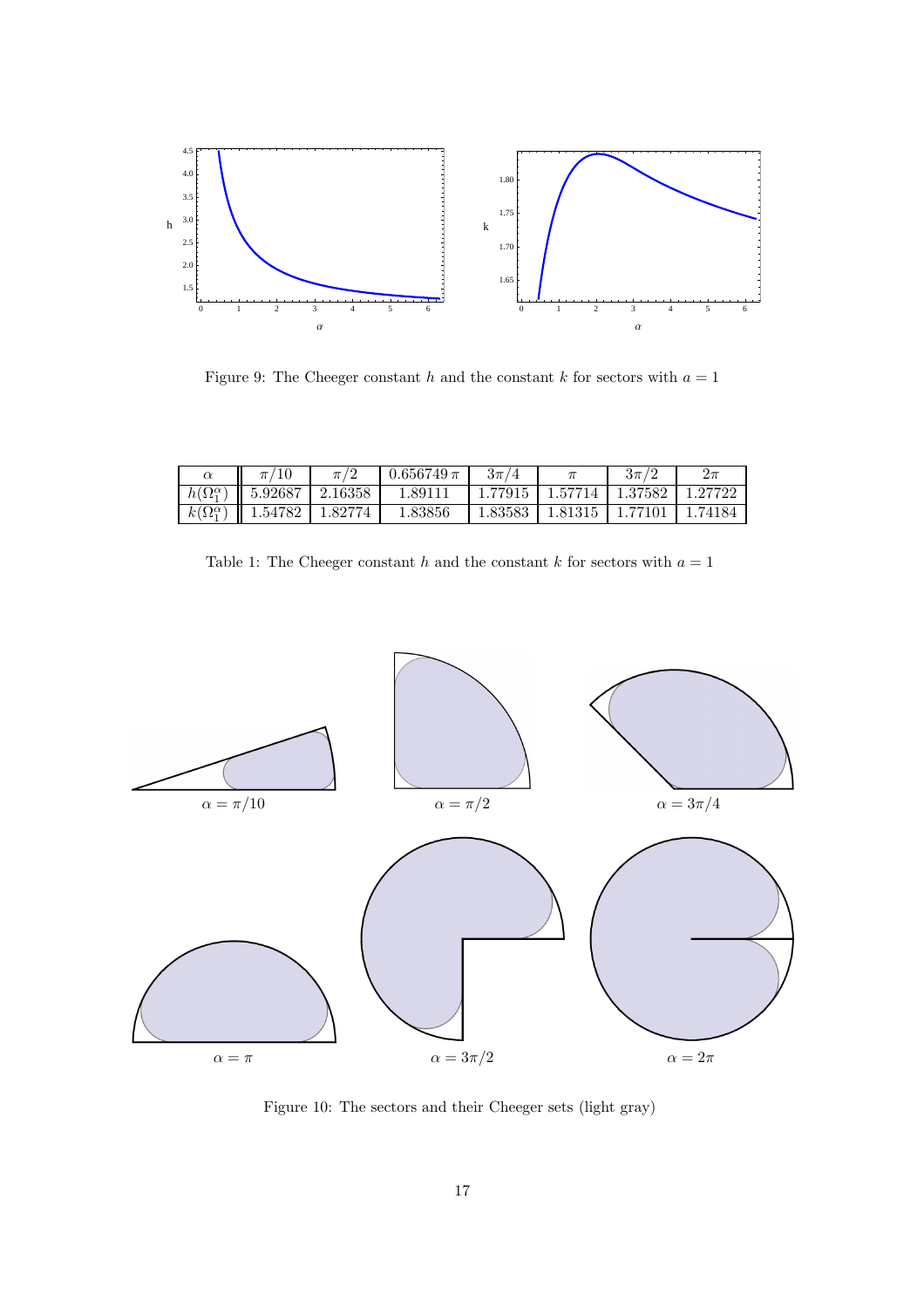Figure 9: The Cheeger constant $h$ and the constant $k$ for sectors with $a = 1$

| $\alpha$ | $\pi/10$ | $\pi/2$ | $0.656749\,\pi$ | $3\pi/4$ | $\pi$ | $3\pi/2$ | $2\pi$ |
|---|---|---|---|---|---|---|---|
| $h(\Omega_1^\alpha)$ | 5.92687 | 2.16358 | 1.89111 | 1.77915 | 1.57714 | 1.37582 | 1.27722 |
| $k(\Omega_1^\alpha)$ | 1.54782 | 1.82774 | 1.83856 | 1.83583 | 1.81315 | 1.77101 | 1.74184 |

Table 1: The Cheeger constant $h$ and the constant $k$ for sectors with $a = 1$

$\alpha = \pi/10$ $\alpha = \pi/2$ $\alpha = 3\pi/4$

$\alpha = \pi$ $\alpha = 3\pi/2$ $\alpha = 2\pi$

Figure 10: The sectors and their Cheeger sets (light gray)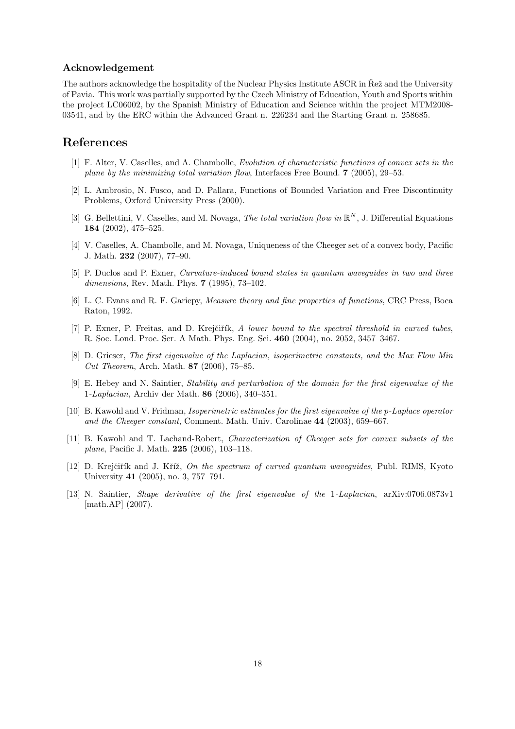### Acknowledgement

The authors acknowledge the hospitality of the Nuclear Physics Institute ASCR in Řež and the University of Pavia. This work was partially supported by the Czech Ministry of Education, Youth and Sports within the project LC06002, by the Spanish Ministry of Education and Science within the project MTM2008-03541, and by the ERC within the Advanced Grant n. 226234 and the Starting Grant n. 258685.

## References

[1] F. Alter, V. Caselles, and A. Chambolle, *Evolution of characteristic functions of convex sets in the plane by the minimizing total variation flow*, Interfaces Free Bound. **7** (2005), 29–53.

[2] L. Ambrosio, N. Fusco, and D. Pallara, Functions of Bounded Variation and Free Discontinuity Problems, Oxford University Press (2000).

[3] G. Bellettini, V. Caselles, and M. Novaga, *The total variation flow in* $\mathbb{R}^N$, J. Differential Equations **184** (2002), 475–525.

[4] V. Caselles, A. Chambolle, and M. Novaga, Uniqueness of the Cheeger set of a convex body, Pacific J. Math. **232** (2007), 77–90.

[5] P. Duclos and P. Exner, *Curvature-induced bound states in quantum waveguides in two and three dimensions*, Rev. Math. Phys. **7** (1995), 73–102.

[6] L. C. Evans and R. F. Gariepy, *Measure theory and fine properties of functions*, CRC Press, Boca Raton, 1992.

[7] P. Exner, P. Freitas, and D. Krejčiřík, *A lower bound to the spectral threshold in curved tubes*, R. Soc. Lond. Proc. Ser. A Math. Phys. Eng. Sci. **460** (2004), no. 2052, 3457–3467.

[8] D. Grieser, *The first eigenvalue of the Laplacian, isoperimetric constants, and the Max Flow Min Cut Theorem*, Arch. Math. **87** (2006), 75–85.

[9] E. Hebey and N. Saintier, *Stability and perturbation of the domain for the first eigenvalue of the 1-Laplacian*, Archiv der Math. **86** (2006), 340–351.

[10] B. Kawohl and V. Fridman, *Isoperimetric estimates for the first eigenvalue of the p-Laplace operator and the Cheeger constant*, Comment. Math. Univ. Carolinae **44** (2003), 659–667.

[11] B. Kawohl and T. Lachand-Robert, *Characterization of Cheeger sets for convex subsets of the plane*, Pacific J. Math. **225** (2006), 103–118.

[12] D. Krejčiřík and J. Kříž, *On the spectrum of curved quantum waveguides*, Publ. RIMS, Kyoto University **41** (2005), no. 3, 757–791.

[13] N. Saintier, *Shape derivative of the first eigenvalue of the 1-Laplacian*, arXiv:0706.0873v1 [math.AP] (2007).